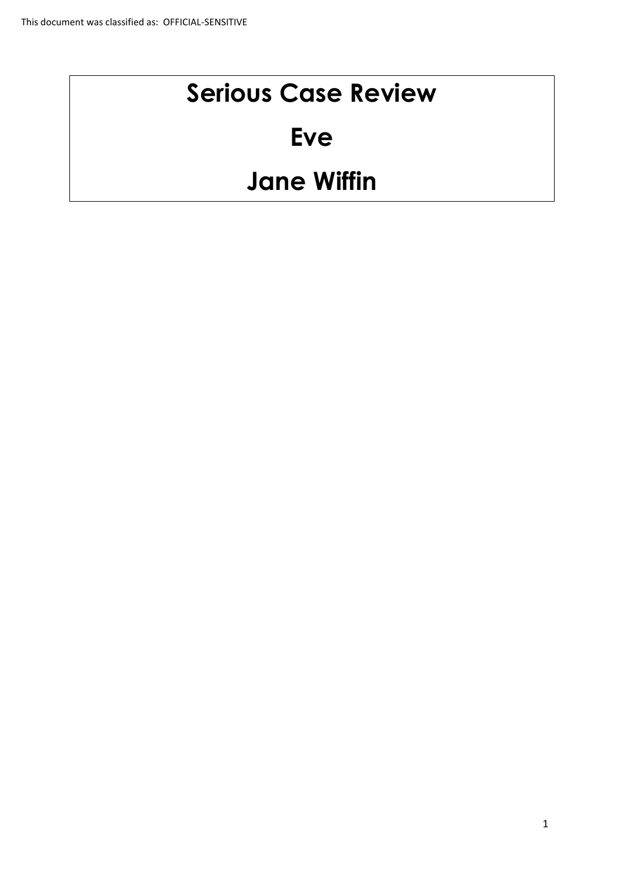This document was classified as: OFFICIAL-SENSITIVE

# Serious Case Review

# Eve

# Jane Wiffin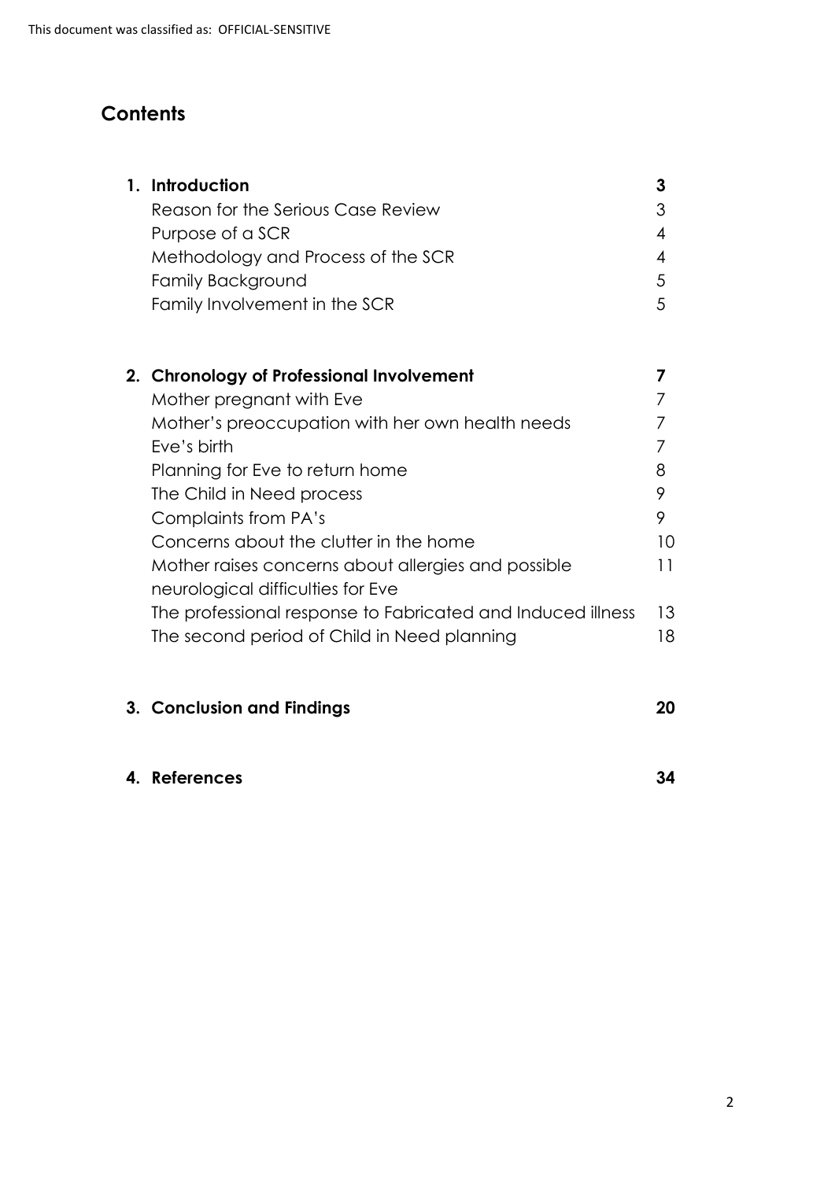## Contents

| | |
|---|---|
| **1. Introduction** | **3** |
| Reason for the Serious Case Review | 3 |
| Purpose of a SCR | 4 |
| Methodology and Process of the SCR | 4 |
| Family Background | 5 |
| Family Involvement in the SCR | 5 |
| **2. Chronology of Professional Involvement** | **7** |
| Mother pregnant with Eve | 7 |
| Mother's preoccupation with her own health needs | 7 |
| Eve's birth | 7 |
| Planning for Eve to return home | 8 |
| The Child in Need process | 9 |
| Complaints from PA's | 9 |
| Concerns about the clutter in the home | 10 |
| Mother raises concerns about allergies and possible neurological difficulties for Eve | 11 |
| The professional response to Fabricated and Induced illness | 13 |
| The second period of Child in Need planning | 18 |
| **3. Conclusion and Findings** | **20** |
| **4. References** | **34** |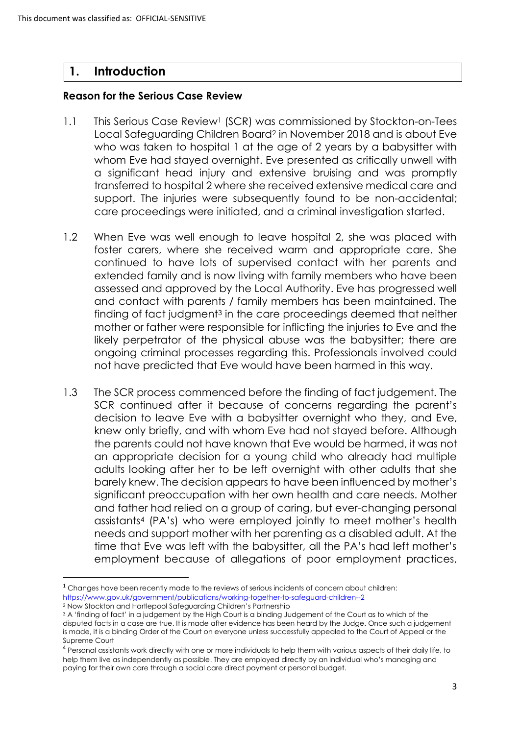This document was classified as: OFFICIAL-SENSITIVE

## 1. Introduction

### Reason for the Serious Case Review

1.1 This Serious Case Review[1] (SCR) was commissioned by Stockton-on-Tees Local Safeguarding Children Board[2] in November 2018 and is about Eve who was taken to hospital 1 at the age of 2 years by a babysitter with whom Eve had stayed overnight. Eve presented as critically unwell with a significant head injury and extensive bruising and was promptly transferred to hospital 2 where she received extensive medical care and support. The injuries were subsequently found to be non-accidental; care proceedings were initiated, and a criminal investigation started.

1.2 When Eve was well enough to leave hospital 2, she was placed with foster carers, where she received warm and appropriate care. She continued to have lots of supervised contact with her parents and extended family and is now living with family members who have been assessed and approved by the Local Authority. Eve has progressed well and contact with parents / family members has been maintained. The finding of fact judgment[3] in the care proceedings deemed that neither mother or father were responsible for inflicting the injuries to Eve and the likely perpetrator of the physical abuse was the babysitter; there are ongoing criminal processes regarding this. Professionals involved could not have predicted that Eve would have been harmed in this way.

1.3 The SCR process commenced before the finding of fact judgement. The SCR continued after it because of concerns regarding the parent's decision to leave Eve with a babysitter overnight who they, and Eve, knew only briefly, and with whom Eve had not stayed before. Although the parents could not have known that Eve would be harmed, it was not an appropriate decision for a young child who already had multiple adults looking after her to be left overnight with other adults that she barely knew. The decision appears to have been influenced by mother's significant preoccupation with her own health and care needs. Mother and father had relied on a group of caring, but ever-changing personal assistants[4] (PA's) who were employed jointly to meet mother's health needs and support mother with her parenting as a disabled adult. At the time that Eve was left with the babysitter, all the PA's had left mother's employment because of allegations of poor employment practices,

---

[1] Changes have been recently made to the reviews of serious incidents of concern about children: https://www.gov.uk/government/publications/working-together-to-safeguard-children--2

[2] Now Stockton and Hartlepool Safeguarding Children's Partnership

[3] A 'finding of fact' in a judgement by the High Court is a binding Judgement of the Court as to which of the disputed facts in a case are true. It is made after evidence has been heard by the Judge. Once such a judgement is made, it is a binding Order of the Court on everyone unless successfully appealed to the Court of Appeal or the Supreme Court

[4] Personal assistants work directly with one or more individuals to help them with various aspects of their daily life, to help them live as independently as possible. They are employed directly by an individual who's managing and paying for their own care through a social care direct payment or personal budget.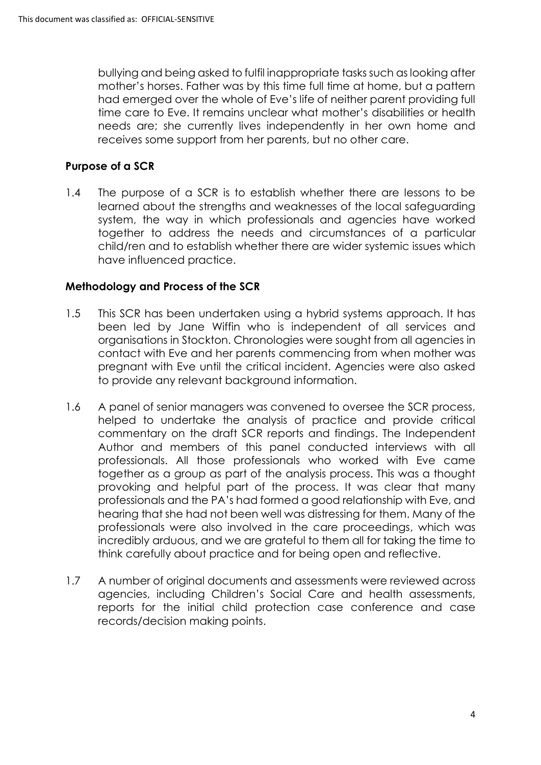bullying and being asked to fulfil inappropriate tasks such as looking after mother's horses. Father was by this time full time at home, but a pattern had emerged over the whole of Eve's life of neither parent providing full time care to Eve. It remains unclear what mother's disabilities or health needs are; she currently lives independently in her own home and receives some support from her parents, but no other care.

### Purpose of a SCR

1.4 The purpose of a SCR is to establish whether there are lessons to be learned about the strengths and weaknesses of the local safeguarding system, the way in which professionals and agencies have worked together to address the needs and circumstances of a particular child/ren and to establish whether there are wider systemic issues which have influenced practice.

### Methodology and Process of the SCR

1.5 This SCR has been undertaken using a hybrid systems approach. It has been led by Jane Wiffin who is independent of all services and organisations in Stockton. Chronologies were sought from all agencies in contact with Eve and her parents commencing from when mother was pregnant with Eve until the critical incident. Agencies were also asked to provide any relevant background information.

1.6 A panel of senior managers was convened to oversee the SCR process, helped to undertake the analysis of practice and provide critical commentary on the draft SCR reports and findings. The Independent Author and members of this panel conducted interviews with all professionals. All those professionals who worked with Eve came together as a group as part of the analysis process. This was a thought provoking and helpful part of the process. It was clear that many professionals and the PA's had formed a good relationship with Eve, and hearing that she had not been well was distressing for them. Many of the professionals were also involved in the care proceedings, which was incredibly arduous, and we are grateful to them all for taking the time to think carefully about practice and for being open and reflective.

1.7 A number of original documents and assessments were reviewed across agencies, including Children's Social Care and health assessments, reports for the initial child protection case conference and case records/decision making points.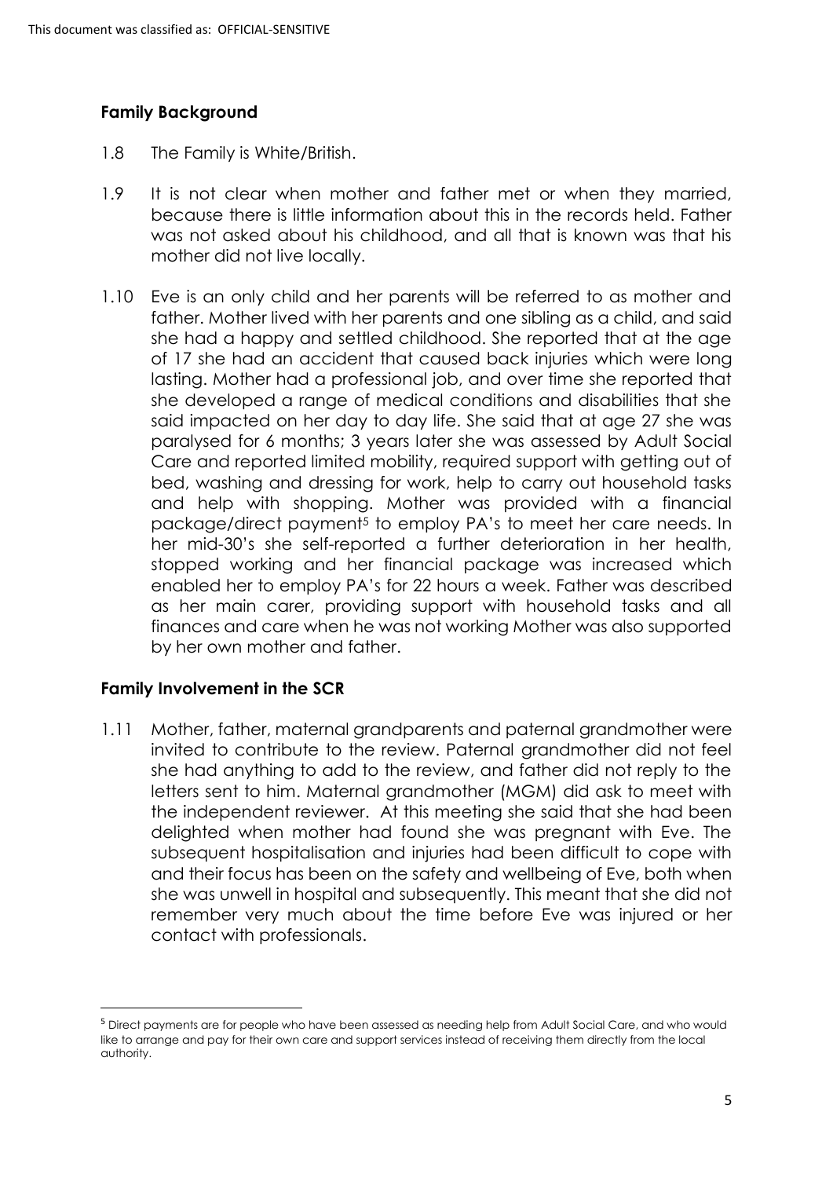## Family Background

1.8 The Family is White/British.

1.9 It is not clear when mother and father met or when they married, because there is little information about this in the records held. Father was not asked about his childhood, and all that is known was that his mother did not live locally.

1.10 Eve is an only child and her parents will be referred to as mother and father. Mother lived with her parents and one sibling as a child, and said she had a happy and settled childhood. She reported that at the age of 17 she had an accident that caused back injuries which were long lasting. Mother had a professional job, and over time she reported that she developed a range of medical conditions and disabilities that she said impacted on her day to day life. She said that at age 27 she was paralysed for 6 months; 3 years later she was assessed by Adult Social Care and reported limited mobility, required support with getting out of bed, washing and dressing for work, help to carry out household tasks and help with shopping. Mother was provided with a financial package/direct payment[5] to employ PA's to meet her care needs. In her mid-30's she self-reported a further deterioration in her health, stopped working and her financial package was increased which enabled her to employ PA's for 22 hours a week. Father was described as her main carer, providing support with household tasks and all finances and care when he was not working Mother was also supported by her own mother and father.

## Family Involvement in the SCR

1.11 Mother, father, maternal grandparents and paternal grandmother were invited to contribute to the review. Paternal grandmother did not feel she had anything to add to the review, and father did not reply to the letters sent to him. Maternal grandmother (MGM) did ask to meet with the independent reviewer. At this meeting she said that she had been delighted when mother had found she was pregnant with Eve. The subsequent hospitalisation and injuries had been difficult to cope with and their focus has been on the safety and wellbeing of Eve, both when she was unwell in hospital and subsequently. This meant that she did not remember very much about the time before Eve was injured or her contact with professionals.

[5] Direct payments are for people who have been assessed as needing help from Adult Social Care, and who would like to arrange and pay for their own care and support services instead of receiving them directly from the local authority.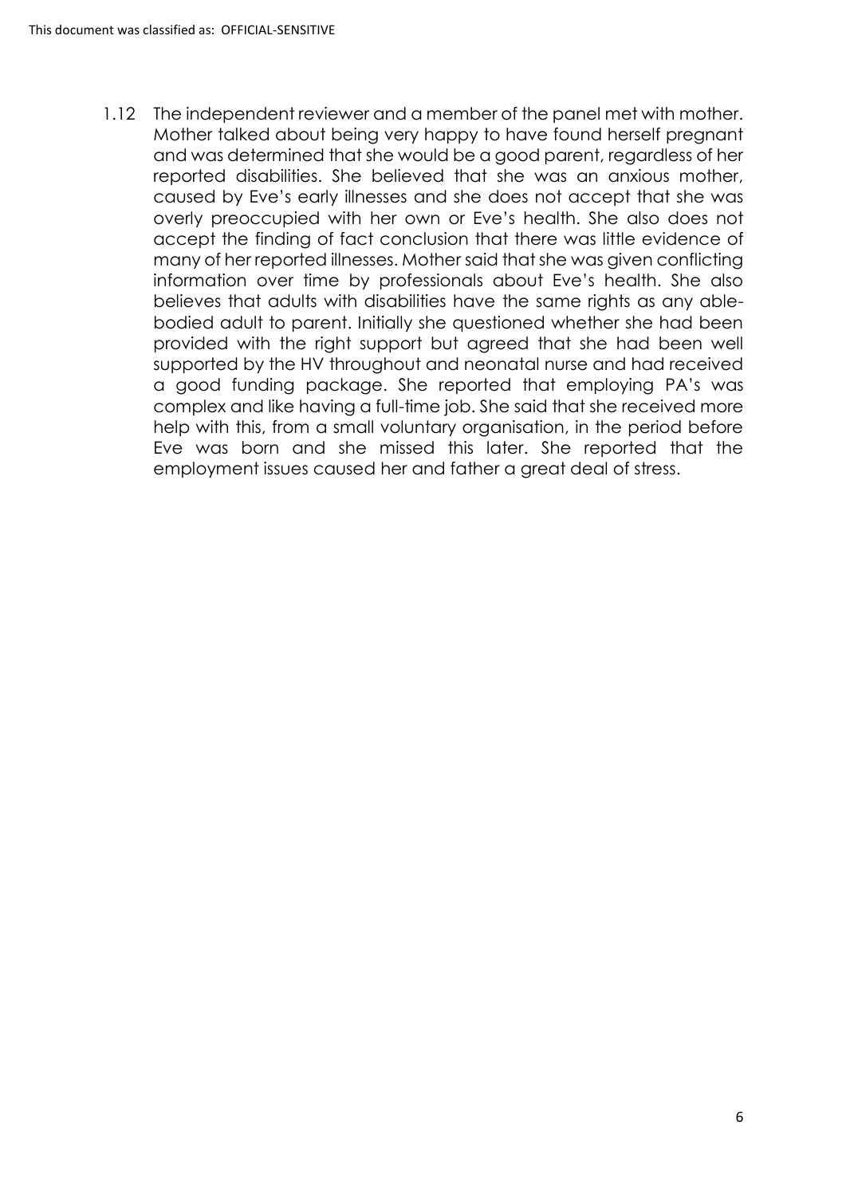1.12 The independent reviewer and a member of the panel met with mother. Mother talked about being very happy to have found herself pregnant and was determined that she would be a good parent, regardless of her reported disabilities. She believed that she was an anxious mother, caused by Eve's early illnesses and she does not accept that she was overly preoccupied with her own or Eve's health. She also does not accept the finding of fact conclusion that there was little evidence of many of her reported illnesses. Mother said that she was given conflicting information over time by professionals about Eve's health. She also believes that adults with disabilities have the same rights as any able-bodied adult to parent. Initially she questioned whether she had been provided with the right support but agreed that she had been well supported by the HV throughout and neonatal nurse and had received a good funding package. She reported that employing PA's was complex and like having a full-time job. She said that she received more help with this, from a small voluntary organisation, in the period before Eve was born and she missed this later. She reported that the employment issues caused her and father a great deal of stress.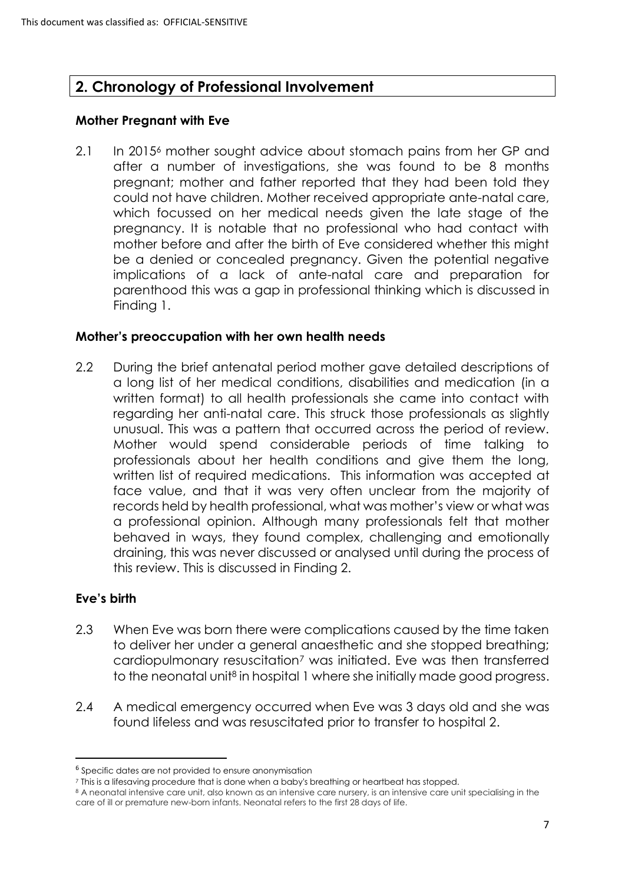## 2. Chronology of Professional Involvement

### Mother Pregnant with Eve

2.1 In 2015[6] mother sought advice about stomach pains from her GP and after a number of investigations, she was found to be 8 months pregnant; mother and father reported that they had been told they could not have children. Mother received appropriate ante-natal care, which focussed on her medical needs given the late stage of the pregnancy. It is notable that no professional who had contact with mother before and after the birth of Eve considered whether this might be a denied or concealed pregnancy. Given the potential negative implications of a lack of ante-natal care and preparation for parenthood this was a gap in professional thinking which is discussed in Finding 1.

### Mother's preoccupation with her own health needs

2.2 During the brief antenatal period mother gave detailed descriptions of a long list of her medical conditions, disabilities and medication (in a written format) to all health professionals she came into contact with regarding her anti-natal care. This struck those professionals as slightly unusual. This was a pattern that occurred across the period of review. Mother would spend considerable periods of time talking to professionals about her health conditions and give them the long, written list of required medications. This information was accepted at face value, and that it was very often unclear from the majority of records held by health professional, what was mother's view or what was a professional opinion. Although many professionals felt that mother behaved in ways, they found complex, challenging and emotionally draining, this was never discussed or analysed until during the process of this review. This is discussed in Finding 2.

### Eve's birth

2.3 When Eve was born there were complications caused by the time taken to deliver her under a general anaesthetic and she stopped breathing; cardiopulmonary resuscitation[7] was initiated. Eve was then transferred to the neonatal unit[8] in hospital 1 where she initially made good progress.

2.4 A medical emergency occurred when Eve was 3 days old and she was found lifeless and was resuscitated prior to transfer to hospital 2.

---

[6] Specific dates are not provided to ensure anonymisation

[7] This is a lifesaving procedure that is done when a baby's breathing or heartbeat has stopped.

[8] A neonatal intensive care unit, also known as an intensive care nursery, is an intensive care unit specialising in the care of ill or premature new-born infants. Neonatal refers to the first 28 days of life.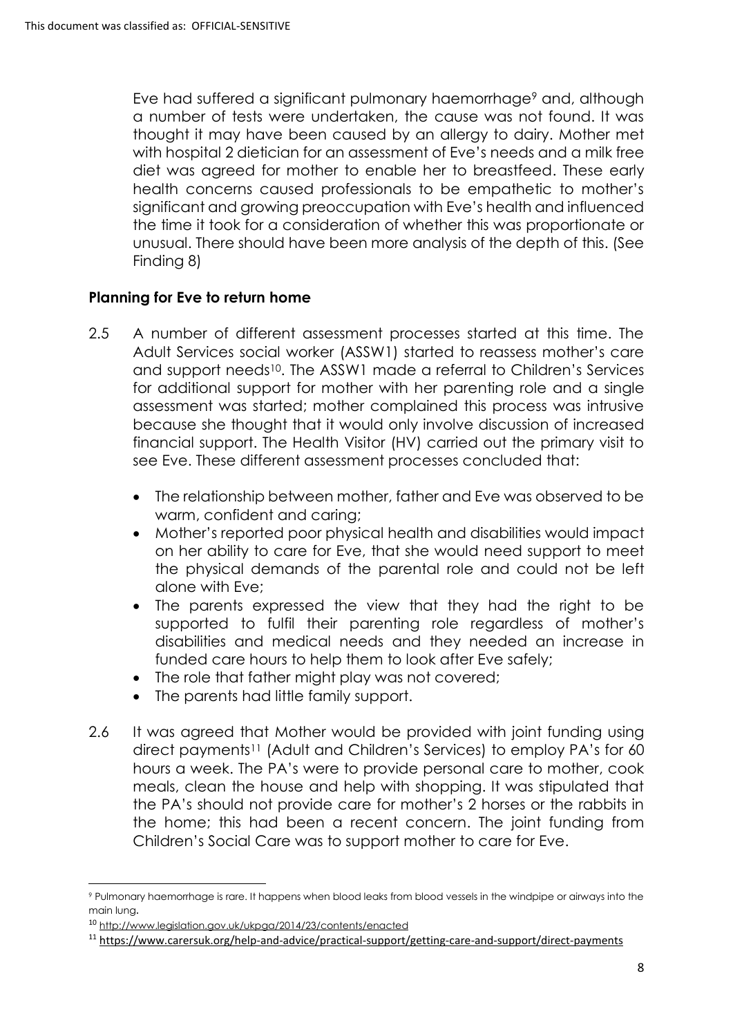Eve had suffered a significant pulmonary haemorrhage[9] and, although a number of tests were undertaken, the cause was not found. It was thought it may have been caused by an allergy to dairy. Mother met with hospital 2 dietician for an assessment of Eve's needs and a milk free diet was agreed for mother to enable her to breastfeed. These early health concerns caused professionals to be empathetic to mother's significant and growing preoccupation with Eve's health and influenced the time it took for a consideration of whether this was proportionate or unusual. There should have been more analysis of the depth of this. (See Finding 8)

**Planning for Eve to return home**

2.5 A number of different assessment processes started at this time. The Adult Services social worker (ASSW1) started to reassess mother's care and support needs[10]. The ASSW1 made a referral to Children's Services for additional support for mother with her parenting role and a single assessment was started; mother complained this process was intrusive because she thought that it would only involve discussion of increased financial support. The Health Visitor (HV) carried out the primary visit to see Eve. These different assessment processes concluded that:

- The relationship between mother, father and Eve was observed to be warm, confident and caring;
- Mother's reported poor physical health and disabilities would impact on her ability to care for Eve, that she would need support to meet the physical demands of the parental role and could not be left alone with Eve;
- The parents expressed the view that they had the right to be supported to fulfil their parenting role regardless of mother's disabilities and medical needs and they needed an increase in funded care hours to help them to look after Eve safely;
- The role that father might play was not covered;
- The parents had little family support.

2.6 It was agreed that Mother would be provided with joint funding using direct payments[11] (Adult and Children's Services) to employ PA's for 60 hours a week. The PA's were to provide personal care to mother, cook meals, clean the house and help with shopping. It was stipulated that the PA's should not provide care for mother's 2 horses or the rabbits in the home; this had been a recent concern. The joint funding from Children's Social Care was to support mother to care for Eve.

---

[9] Pulmonary haemorrhage is rare. It happens when blood leaks from blood vessels in the windpipe or airways into the main lung.

[10] http://www.legislation.gov.uk/ukpga/2014/23/contents/enacted

[11] https://www.carersuk.org/help-and-advice/practical-support/getting-care-and-support/direct-payments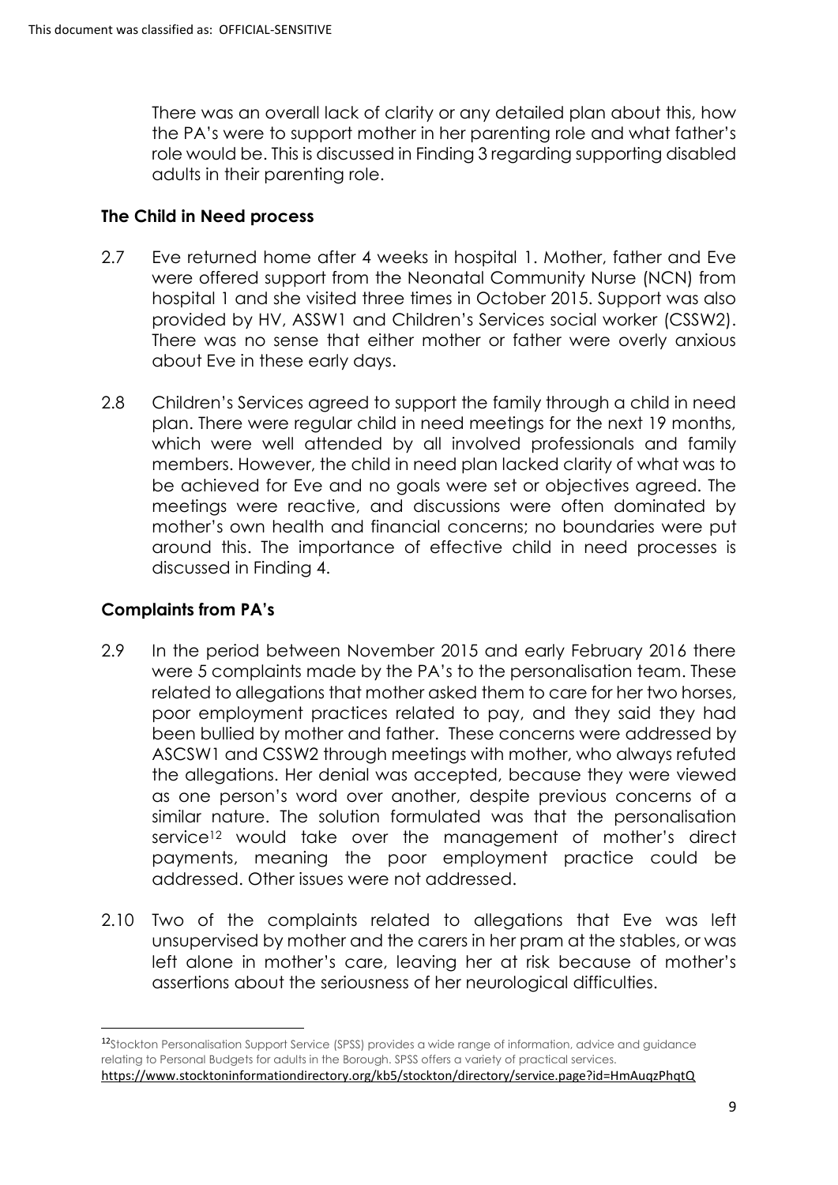There was an overall lack of clarity or any detailed plan about this, how the PA's were to support mother in her parenting role and what father's role would be. This is discussed in Finding 3 regarding supporting disabled adults in their parenting role.

## The Child in Need process

2.7 Eve returned home after 4 weeks in hospital 1. Mother, father and Eve were offered support from the Neonatal Community Nurse (NCN) from hospital 1 and she visited three times in October 2015. Support was also provided by HV, ASSW1 and Children's Services social worker (CSSW2). There was no sense that either mother or father were overly anxious about Eve in these early days.

2.8 Children's Services agreed to support the family through a child in need plan. There were regular child in need meetings for the next 19 months, which were well attended by all involved professionals and family members. However, the child in need plan lacked clarity of what was to be achieved for Eve and no goals were set or objectives agreed. The meetings were reactive, and discussions were often dominated by mother's own health and financial concerns; no boundaries were put around this. The importance of effective child in need processes is discussed in Finding 4.

## Complaints from PA's

2.9 In the period between November 2015 and early February 2016 there were 5 complaints made by the PA's to the personalisation team. These related to allegations that mother asked them to care for her two horses, poor employment practices related to pay, and they said they had been bullied by mother and father. These concerns were addressed by ASCSW1 and CSSW2 through meetings with mother, who always refuted the allegations. Her denial was accepted, because they were viewed as one person's word over another, despite previous concerns of a similar nature. The solution formulated was that the personalisation service[12] would take over the management of mother's direct payments, meaning the poor employment practice could be addressed. Other issues were not addressed.

2.10 Two of the complaints related to allegations that Eve was left unsupervised by mother and the carers in her pram at the stables, or was left alone in mother's care, leaving her at risk because of mother's assertions about the seriousness of her neurological difficulties.

---

[12] Stockton Personalisation Support Service (SPSS) provides a wide range of information, advice and guidance relating to Personal Budgets for adults in the Borough. SPSS offers a variety of practical services. https://www.stocktoninformationdirectory.org/kb5/stockton/directory/service.page?id=HmAuqzPhqtQ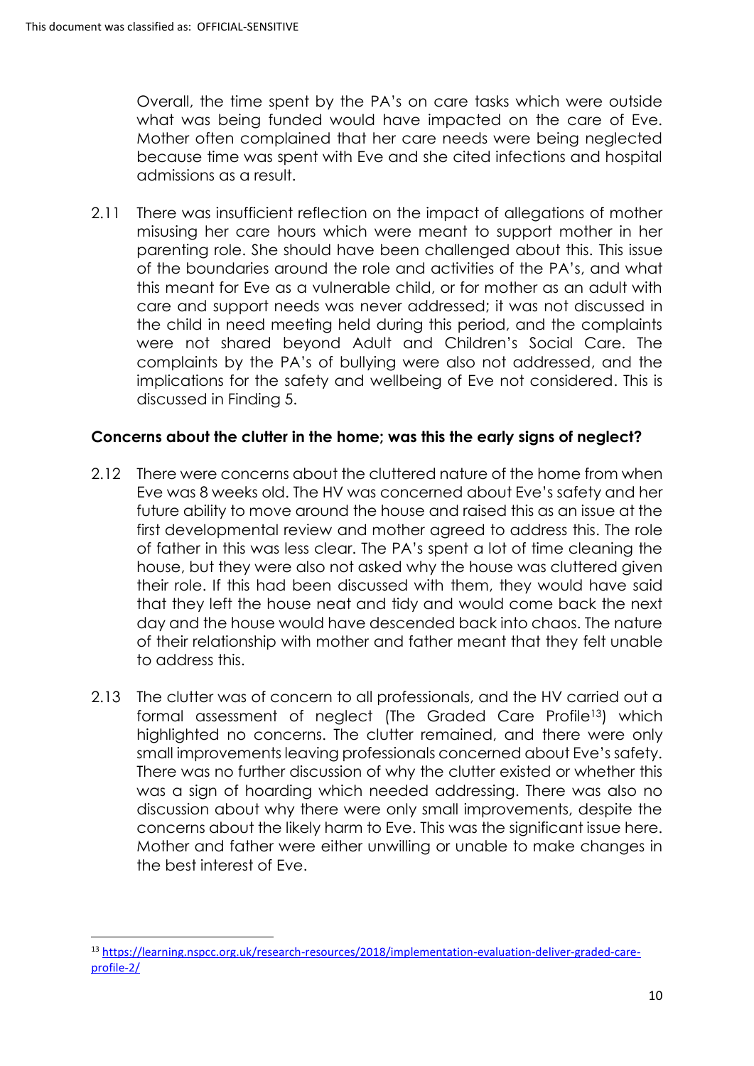Overall, the time spent by the PA's on care tasks which were outside what was being funded would have impacted on the care of Eve. Mother often complained that her care needs were being neglected because time was spent with Eve and she cited infections and hospital admissions as a result.

2.11 There was insufficient reflection on the impact of allegations of mother misusing her care hours which were meant to support mother in her parenting role. She should have been challenged about this. This issue of the boundaries around the role and activities of the PA's, and what this meant for Eve as a vulnerable child, or for mother as an adult with care and support needs was never addressed; it was not discussed in the child in need meeting held during this period, and the complaints were not shared beyond Adult and Children's Social Care. The complaints by the PA's of bullying were also not addressed, and the implications for the safety and wellbeing of Eve not considered. This is discussed in Finding 5.

**Concerns about the clutter in the home; was this the early signs of neglect?**

2.12 There were concerns about the cluttered nature of the home from when Eve was 8 weeks old. The HV was concerned about Eve's safety and her future ability to move around the house and raised this as an issue at the first developmental review and mother agreed to address this. The role of father in this was less clear. The PA's spent a lot of time cleaning the house, but they were also not asked why the house was cluttered given their role. If this had been discussed with them, they would have said that they left the house neat and tidy and would come back the next day and the house would have descended back into chaos. The nature of their relationship with mother and father meant that they felt unable to address this.

2.13 The clutter was of concern to all professionals, and the HV carried out a formal assessment of neglect (The Graded Care Profile[13]) which highlighted no concerns. The clutter remained, and there were only small improvements leaving professionals concerned about Eve's safety. There was no further discussion of why the clutter existed or whether this was a sign of hoarding which needed addressing. There was also no discussion about why there were only small improvements, despite the concerns about the likely harm to Eve. This was the significant issue here. Mother and father were either unwilling or unable to make changes in the best interest of Eve.

[13] https://learning.nspcc.org.uk/research-resources/2018/implementation-evaluation-deliver-graded-care-profile-2/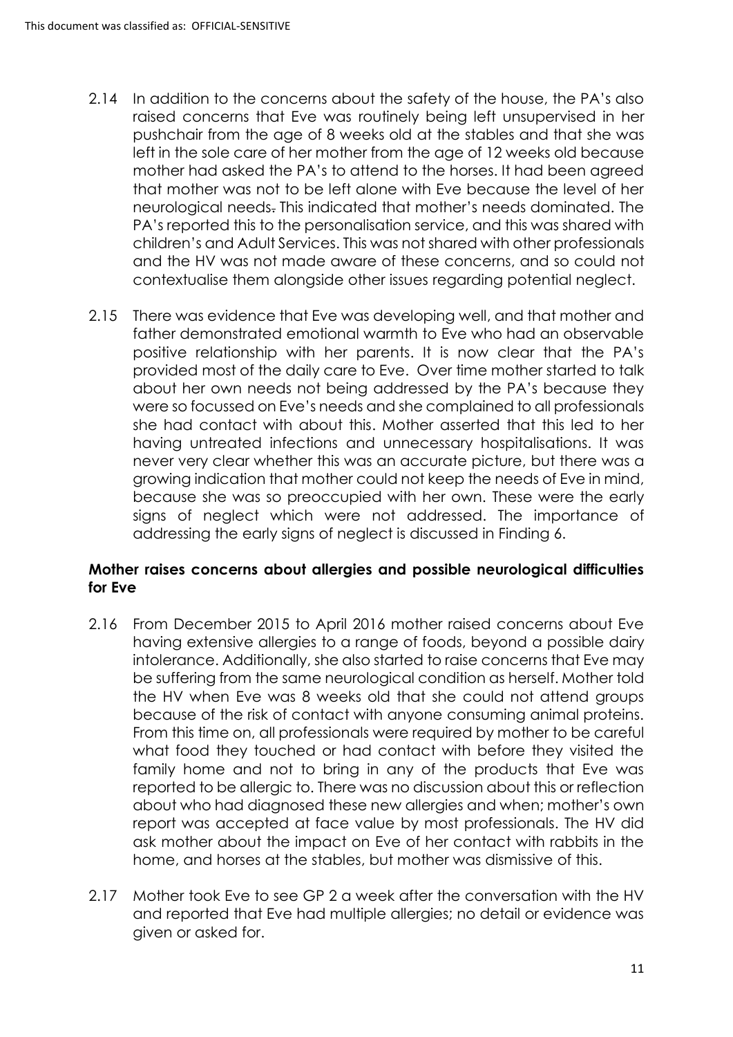2.14 In addition to the concerns about the safety of the house, the PA's also raised concerns that Eve was routinely being left unsupervised in her pushchair from the age of 8 weeks old at the stables and that she was left in the sole care of her mother from the age of 12 weeks old because mother had asked the PA's to attend to the horses. It had been agreed that mother was not to be left alone with Eve because the level of her neurological needs. This indicated that mother's needs dominated. The PA's reported this to the personalisation service, and this was shared with children's and Adult Services. This was not shared with other professionals and the HV was not made aware of these concerns, and so could not contextualise them alongside other issues regarding potential neglect.

2.15 There was evidence that Eve was developing well, and that mother and father demonstrated emotional warmth to Eve who had an observable positive relationship with her parents. It is now clear that the PA's provided most of the daily care to Eve. Over time mother started to talk about her own needs not being addressed by the PA's because they were so focussed on Eve's needs and she complained to all professionals she had contact with about this. Mother asserted that this led to her having untreated infections and unnecessary hospitalisations. It was never very clear whether this was an accurate picture, but there was a growing indication that mother could not keep the needs of Eve in mind, because she was so preoccupied with her own. These were the early signs of neglect which were not addressed. The importance of addressing the early signs of neglect is discussed in Finding 6.

**Mother raises concerns about allergies and possible neurological difficulties for Eve**

2.16 From December 2015 to April 2016 mother raised concerns about Eve having extensive allergies to a range of foods, beyond a possible dairy intolerance. Additionally, she also started to raise concerns that Eve may be suffering from the same neurological condition as herself. Mother told the HV when Eve was 8 weeks old that she could not attend groups because of the risk of contact with anyone consuming animal proteins. From this time on, all professionals were required by mother to be careful what food they touched or had contact with before they visited the family home and not to bring in any of the products that Eve was reported to be allergic to. There was no discussion about this or reflection about who had diagnosed these new allergies and when; mother's own report was accepted at face value by most professionals. The HV did ask mother about the impact on Eve of her contact with rabbits in the home, and horses at the stables, but mother was dismissive of this.

2.17 Mother took Eve to see GP 2 a week after the conversation with the HV and reported that Eve had multiple allergies; no detail or evidence was given or asked for.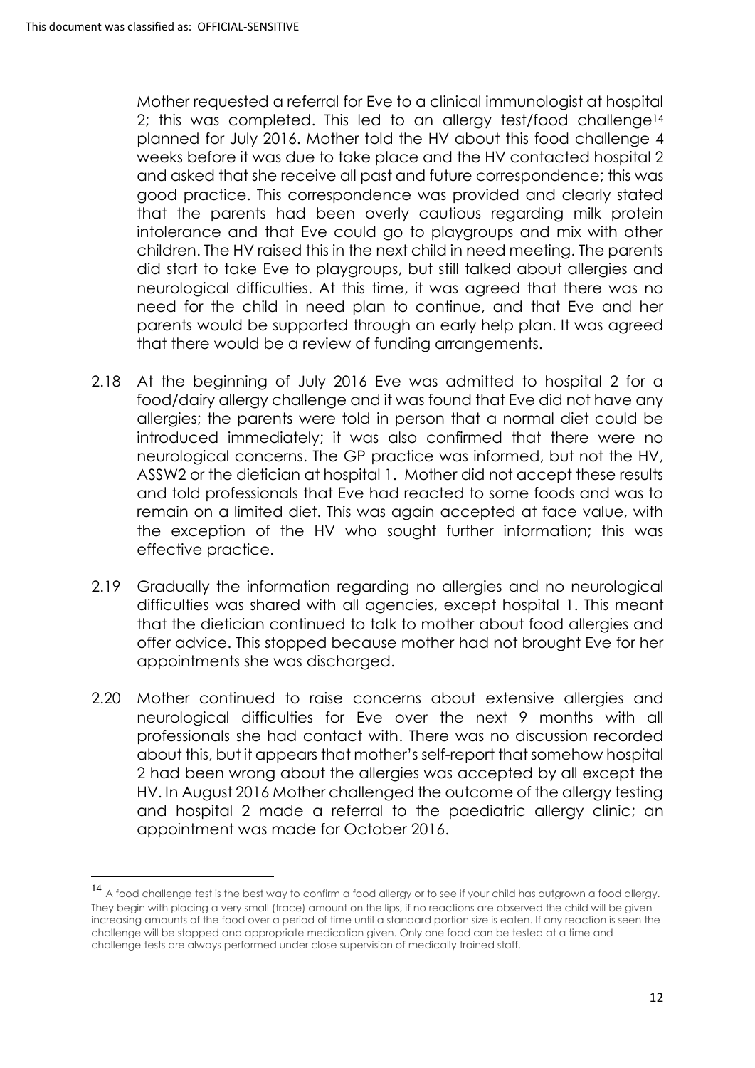This document was classified as: OFFICIAL-SENSITIVE

Mother requested a referral for Eve to a clinical immunologist at hospital 2; this was completed. This led to an allergy test/food challenge[14] planned for July 2016. Mother told the HV about this food challenge 4 weeks before it was due to take place and the HV contacted hospital 2 and asked that she receive all past and future correspondence; this was good practice. This correspondence was provided and clearly stated that the parents had been overly cautious regarding milk protein intolerance and that Eve could go to playgroups and mix with other children. The HV raised this in the next child in need meeting. The parents did start to take Eve to playgroups, but still talked about allergies and neurological difficulties. At this time, it was agreed that there was no need for the child in need plan to continue, and that Eve and her parents would be supported through an early help plan. It was agreed that there would be a review of funding arrangements.

2.18 At the beginning of July 2016 Eve was admitted to hospital 2 for a food/dairy allergy challenge and it was found that Eve did not have any allergies; the parents were told in person that a normal diet could be introduced immediately; it was also confirmed that there were no neurological concerns. The GP practice was informed, but not the HV, ASSW2 or the dietician at hospital 1. Mother did not accept these results and told professionals that Eve had reacted to some foods and was to remain on a limited diet. This was again accepted at face value, with the exception of the HV who sought further information; this was effective practice.

2.19 Gradually the information regarding no allergies and no neurological difficulties was shared with all agencies, except hospital 1. This meant that the dietician continued to talk to mother about food allergies and offer advice. This stopped because mother had not brought Eve for her appointments she was discharged.

2.20 Mother continued to raise concerns about extensive allergies and neurological difficulties for Eve over the next 9 months with all professionals she had contact with. There was no discussion recorded about this, but it appears that mother's self-report that somehow hospital 2 had been wrong about the allergies was accepted by all except the HV. In August 2016 Mother challenged the outcome of the allergy testing and hospital 2 made a referral to the paediatric allergy clinic; an appointment was made for October 2016.

[14] A food challenge test is the best way to confirm a food allergy or to see if your child has outgrown a food allergy. They begin with placing a very small (trace) amount on the lips, if no reactions are observed the child will be given increasing amounts of the food over a period of time until a standard portion size is eaten. If any reaction is seen the challenge will be stopped and appropriate medication given. Only one food can be tested at a time and challenge tests are always performed under close supervision of medically trained staff.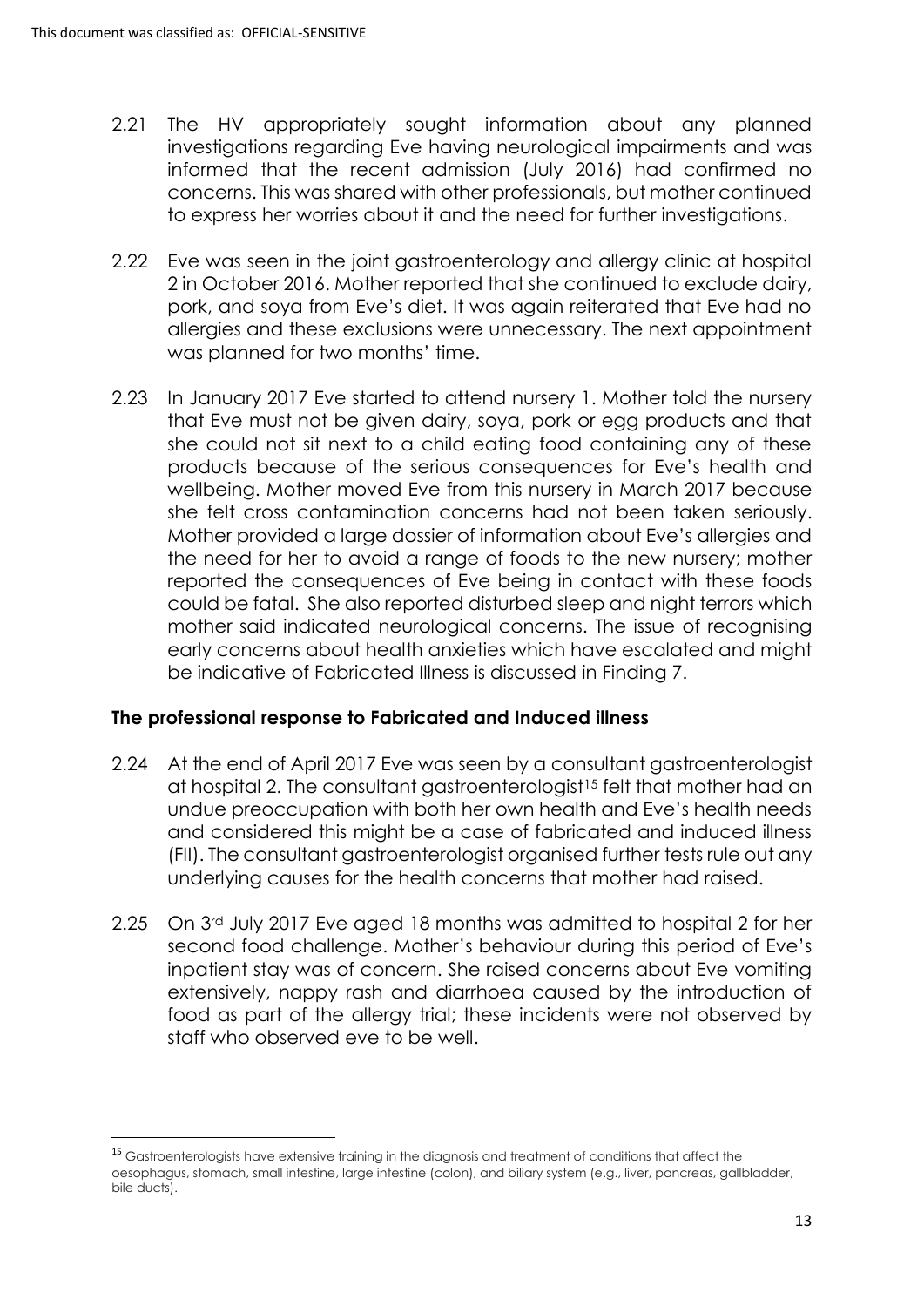2.21 The HV appropriately sought information about any planned investigations regarding Eve having neurological impairments and was informed that the recent admission (July 2016) had confirmed no concerns. This was shared with other professionals, but mother continued to express her worries about it and the need for further investigations.

2.22 Eve was seen in the joint gastroenterology and allergy clinic at hospital 2 in October 2016. Mother reported that she continued to exclude dairy, pork, and soya from Eve's diet. It was again reiterated that Eve had no allergies and these exclusions were unnecessary. The next appointment was planned for two months' time.

2.23 In January 2017 Eve started to attend nursery 1. Mother told the nursery that Eve must not be given dairy, soya, pork or egg products and that she could not sit next to a child eating food containing any of these products because of the serious consequences for Eve's health and wellbeing. Mother moved Eve from this nursery in March 2017 because she felt cross contamination concerns had not been taken seriously. Mother provided a large dossier of information about Eve's allergies and the need for her to avoid a range of foods to the new nursery; mother reported the consequences of Eve being in contact with these foods could be fatal. She also reported disturbed sleep and night terrors which mother said indicated neurological concerns. The issue of recognising early concerns about health anxieties which have escalated and might be indicative of Fabricated Illness is discussed in Finding 7.

### The professional response to Fabricated and Induced illness

2.24 At the end of April 2017 Eve was seen by a consultant gastroenterologist at hospital 2. The consultant gastroenterologist[15] felt that mother had an undue preoccupation with both her own health and Eve's health needs and considered this might be a case of fabricated and induced illness (FII). The consultant gastroenterologist organised further tests rule out any underlying causes for the health concerns that mother had raised.

2.25 On 3rd July 2017 Eve aged 18 months was admitted to hospital 2 for her second food challenge. Mother's behaviour during this period of Eve's inpatient stay was of concern. She raised concerns about Eve vomiting extensively, nappy rash and diarrhoea caused by the introduction of food as part of the allergy trial; these incidents were not observed by staff who observed eve to be well.

---

[15] Gastroenterologists have extensive training in the diagnosis and treatment of conditions that affect the oesophagus, stomach, small intestine, large intestine (colon), and biliary system (e.g., liver, pancreas, gallbladder, bile ducts).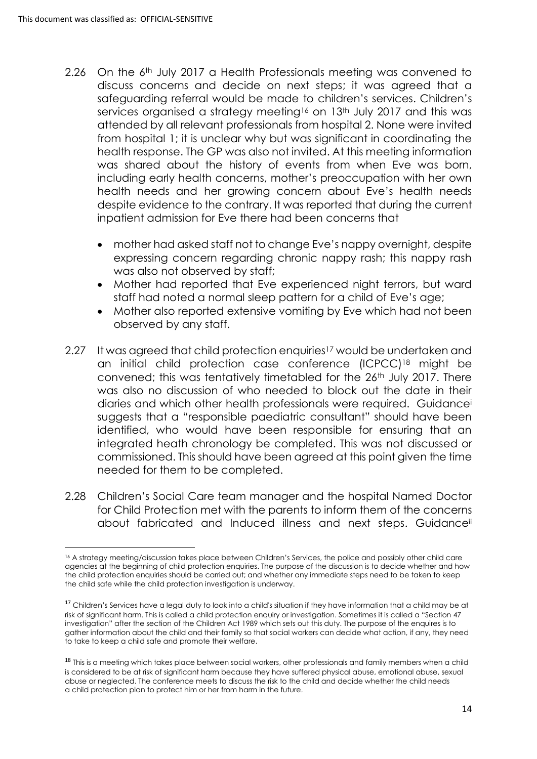2.26 On the 6th July 2017 a Health Professionals meeting was convened to discuss concerns and decide on next steps; it was agreed that a safeguarding referral would be made to children's services. Children's services organised a strategy meeting[16] on 13th July 2017 and this was attended by all relevant professionals from hospital 2. None were invited from hospital 1; it is unclear why but was significant in coordinating the health response. The GP was also not invited. At this meeting information was shared about the history of events from when Eve was born, including early health concerns, mother's preoccupation with her own health needs and her growing concern about Eve's health needs despite evidence to the contrary. It was reported that during the current inpatient admission for Eve there had been concerns that

- mother had asked staff not to change Eve's nappy overnight, despite expressing concern regarding chronic nappy rash; this nappy rash was also not observed by staff;
- Mother had reported that Eve experienced night terrors, but ward staff had noted a normal sleep pattern for a child of Eve's age;
- Mother also reported extensive vomiting by Eve which had not been observed by any staff.

2.27 It was agreed that child protection enquiries[17] would be undertaken and an initial child protection case conference (ICPCC)[18] might be convened; this was tentatively timetabled for the 26th July 2017. There was also no discussion of who needed to block out the date in their diaries and which other health professionals were required. Guidance[i] suggests that a "responsible paediatric consultant" should have been identified, who would have been responsible for ensuring that an integrated heath chronology be completed. This was not discussed or commissioned. This should have been agreed at this point given the time needed for them to be completed.

2.28 Children's Social Care team manager and the hospital Named Doctor for Child Protection met with the parents to inform them of the concerns about fabricated and Induced illness and next steps. Guidance[ii]

---

[16] A strategy meeting/discussion takes place between Children's Services, the police and possibly other child care agencies at the beginning of child protection enquiries. The purpose of the discussion is to decide whether and how the child protection enquiries should be carried out; and whether any immediate steps need to be taken to keep the child safe while the child protection investigation is underway.

[17] Children's Services have a legal duty to look into a child's situation if they have information that a child may be at risk of significant harm. This is called a child protection enquiry or investigation. Sometimes it is called a "Section 47 investigation" after the section of the Children Act 1989 which sets out this duty. The purpose of the enquires is to gather information about the child and their family so that social workers can decide what action, if any, they need to take to keep a child safe and promote their welfare.

[18] This is a meeting which takes place between social workers, other professionals and family members when a child is considered to be at risk of significant harm because they have suffered physical abuse, emotional abuse, sexual abuse or neglected. The conference meets to discuss the risk to the child and decide whether the child needs a child protection plan to protect him or her from harm in the future.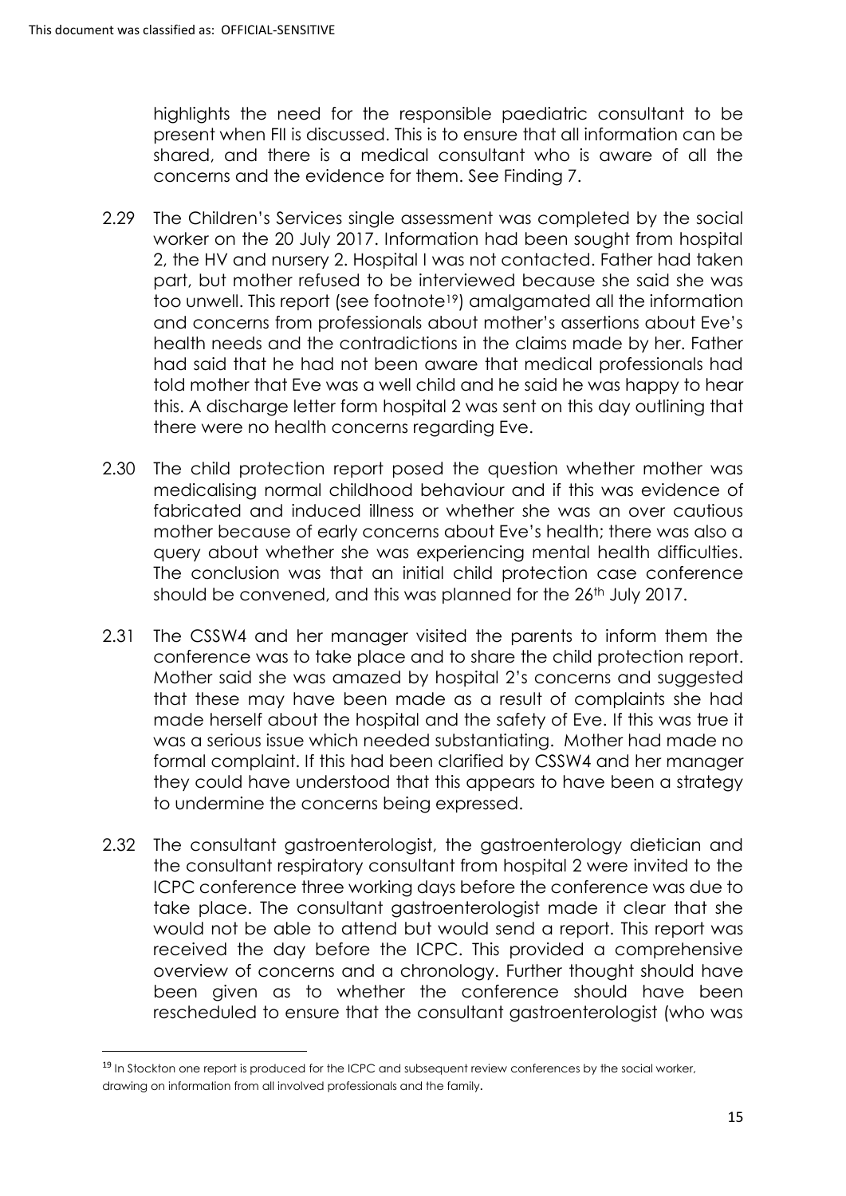highlights the need for the responsible paediatric consultant to be present when FII is discussed. This is to ensure that all information can be shared, and there is a medical consultant who is aware of all the concerns and the evidence for them. See Finding 7.

2.29 The Children's Services single assessment was completed by the social worker on the 20 July 2017. Information had been sought from hospital 2, the HV and nursery 2. Hospital I was not contacted. Father had taken part, but mother refused to be interviewed because she said she was too unwell. This report (see footnote[19]) amalgamated all the information and concerns from professionals about mother's assertions about Eve's health needs and the contradictions in the claims made by her. Father had said that he had not been aware that medical professionals had told mother that Eve was a well child and he said he was happy to hear this. A discharge letter form hospital 2 was sent on this day outlining that there were no health concerns regarding Eve.

2.30 The child protection report posed the question whether mother was medicalising normal childhood behaviour and if this was evidence of fabricated and induced illness or whether she was an over cautious mother because of early concerns about Eve's health; there was also a query about whether she was experiencing mental health difficulties. The conclusion was that an initial child protection case conference should be convened, and this was planned for the 26th July 2017.

2.31 The CSSW4 and her manager visited the parents to inform them the conference was to take place and to share the child protection report. Mother said she was amazed by hospital 2's concerns and suggested that these may have been made as a result of complaints she had made herself about the hospital and the safety of Eve. If this was true it was a serious issue which needed substantiating. Mother had made no formal complaint. If this had been clarified by CSSW4 and her manager they could have understood that this appears to have been a strategy to undermine the concerns being expressed.

2.32 The consultant gastroenterologist, the gastroenterology dietician and the consultant respiratory consultant from hospital 2 were invited to the ICPC conference three working days before the conference was due to take place. The consultant gastroenterologist made it clear that she would not be able to attend but would send a report. This report was received the day before the ICPC. This provided a comprehensive overview of concerns and a chronology. Further thought should have been given as to whether the conference should have been rescheduled to ensure that the consultant gastroenterologist (who was

[19] In Stockton one report is produced for the ICPC and subsequent review conferences by the social worker, drawing on information from all involved professionals and the family.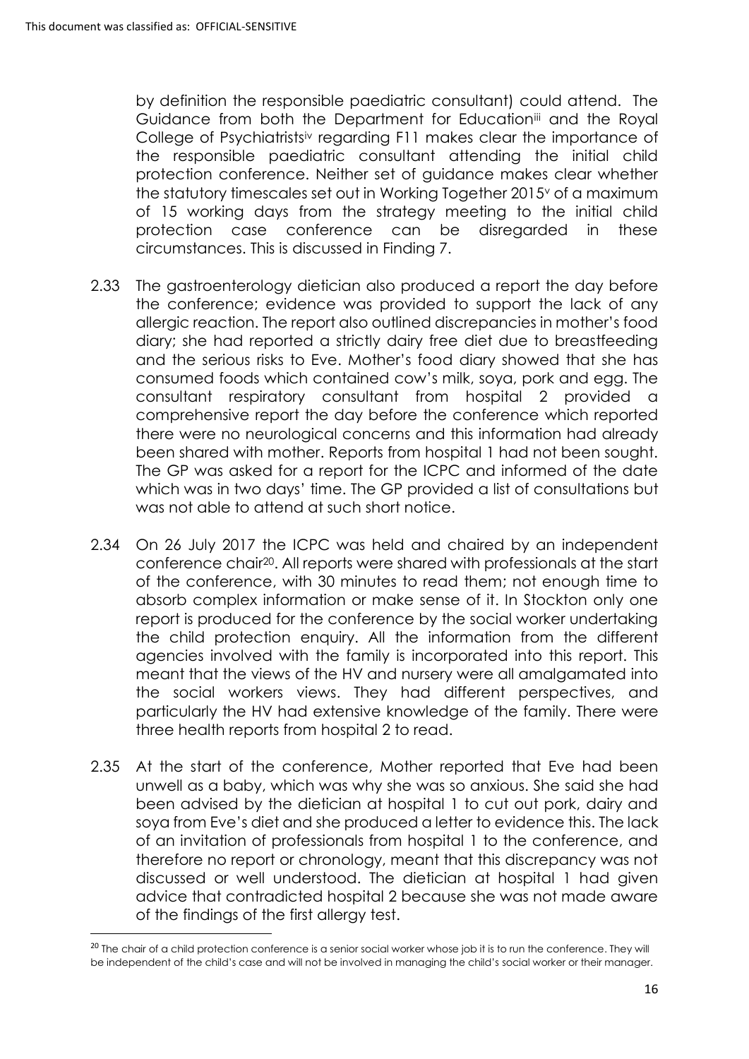by definition the responsible paediatric consultant) could attend. The Guidance from both the Department for Education[iii] and the Royal College of Psychiatrists[iv] regarding F11 makes clear the importance of the responsible paediatric consultant attending the initial child protection conference. Neither set of guidance makes clear whether the statutory timescales set out in Working Together 2015[v] of a maximum of 15 working days from the strategy meeting to the initial child protection case conference can be disregarded in these circumstances. This is discussed in Finding 7.

2.33 The gastroenterology dietician also produced a report the day before the conference; evidence was provided to support the lack of any allergic reaction. The report also outlined discrepancies in mother's food diary; she had reported a strictly dairy free diet due to breastfeeding and the serious risks to Eve. Mother's food diary showed that she has consumed foods which contained cow's milk, soya, pork and egg. The consultant respiratory consultant from hospital 2 provided a comprehensive report the day before the conference which reported there were no neurological concerns and this information had already been shared with mother. Reports from hospital 1 had not been sought. The GP was asked for a report for the ICPC and informed of the date which was in two days' time. The GP provided a list of consultations but was not able to attend at such short notice.

2.34 On 26 July 2017 the ICPC was held and chaired by an independent conference chair[20]. All reports were shared with professionals at the start of the conference, with 30 minutes to read them; not enough time to absorb complex information or make sense of it. In Stockton only one report is produced for the conference by the social worker undertaking the child protection enquiry. All the information from the different agencies involved with the family is incorporated into this report. This meant that the views of the HV and nursery were all amalgamated into the social workers views. They had different perspectives, and particularly the HV had extensive knowledge of the family. There were three health reports from hospital 2 to read.

2.35 At the start of the conference, Mother reported that Eve had been unwell as a baby, which was why she was so anxious. She said she had been advised by the dietician at hospital 1 to cut out pork, dairy and soya from Eve's diet and she produced a letter to evidence this. The lack of an invitation of professionals from hospital 1 to the conference, and therefore no report or chronology, meant that this discrepancy was not discussed or well understood. The dietician at hospital 1 had given advice that contradicted hospital 2 because she was not made aware of the findings of the first allergy test.

---

[20] The chair of a child protection conference is a senior social worker whose job it is to run the conference. They will be independent of the child's case and will not be involved in managing the child's social worker or their manager.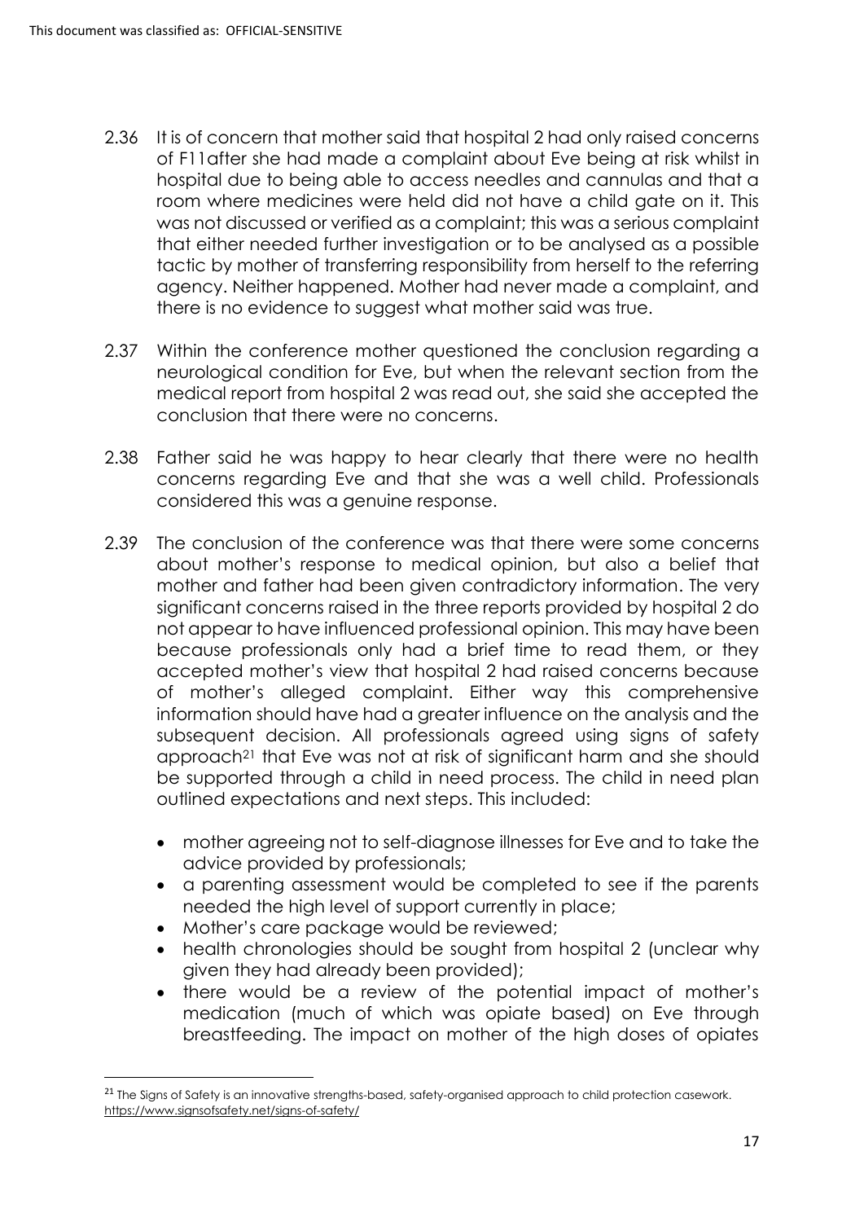2.36 It is of concern that mother said that hospital 2 had only raised concerns of F11after she had made a complaint about Eve being at risk whilst in hospital due to being able to access needles and cannulas and that a room where medicines were held did not have a child gate on it. This was not discussed or verified as a complaint; this was a serious complaint that either needed further investigation or to be analysed as a possible tactic by mother of transferring responsibility from herself to the referring agency. Neither happened. Mother had never made a complaint, and there is no evidence to suggest what mother said was true.

2.37 Within the conference mother questioned the conclusion regarding a neurological condition for Eve, but when the relevant section from the medical report from hospital 2 was read out, she said she accepted the conclusion that there were no concerns.

2.38 Father said he was happy to hear clearly that there were no health concerns regarding Eve and that she was a well child. Professionals considered this was a genuine response.

2.39 The conclusion of the conference was that there were some concerns about mother's response to medical opinion, but also a belief that mother and father had been given contradictory information. The very significant concerns raised in the three reports provided by hospital 2 do not appear to have influenced professional opinion. This may have been because professionals only had a brief time to read them, or they accepted mother's view that hospital 2 had raised concerns because of mother's alleged complaint. Either way this comprehensive information should have had a greater influence on the analysis and the subsequent decision. All professionals agreed using signs of safety approach[21] that Eve was not at risk of significant harm and she should be supported through a child in need process. The child in need plan outlined expectations and next steps. This included:

- mother agreeing not to self-diagnose illnesses for Eve and to take the advice provided by professionals;
- a parenting assessment would be completed to see if the parents needed the high level of support currently in place;
- Mother's care package would be reviewed;
- health chronologies should be sought from hospital 2 (unclear why given they had already been provided);
- there would be a review of the potential impact of mother's medication (much of which was opiate based) on Eve through breastfeeding. The impact on mother of the high doses of opiates

[21] The Signs of Safety is an innovative strengths-based, safety-organised approach to child protection casework. https://www.signsofsafety.net/signs-of-safety/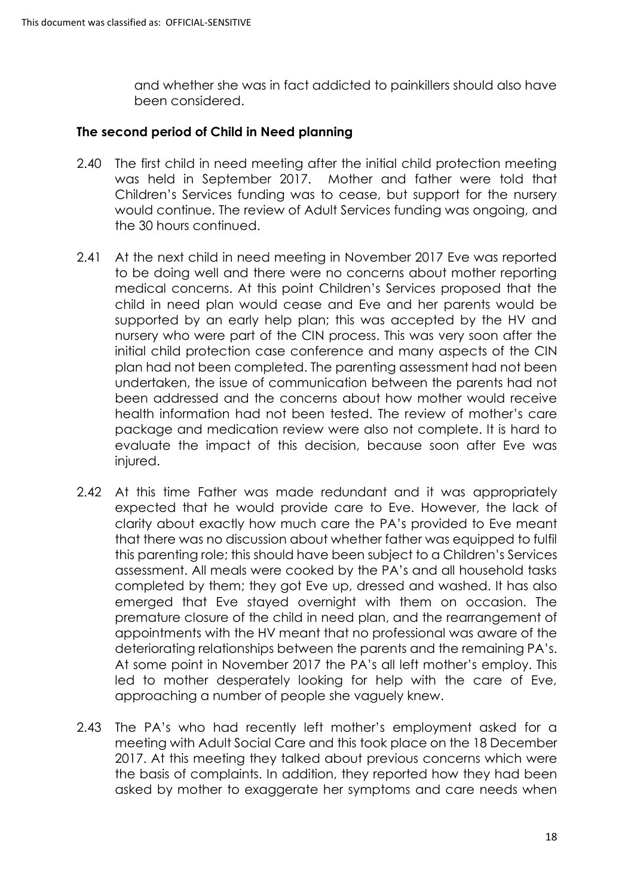and whether she was in fact addicted to painkillers should also have been considered.

**The second period of Child in Need planning**

2.40 The first child in need meeting after the initial child protection meeting was held in September 2017. Mother and father were told that Children's Services funding was to cease, but support for the nursery would continue. The review of Adult Services funding was ongoing, and the 30 hours continued.

2.41 At the next child in need meeting in November 2017 Eve was reported to be doing well and there were no concerns about mother reporting medical concerns. At this point Children's Services proposed that the child in need plan would cease and Eve and her parents would be supported by an early help plan; this was accepted by the HV and nursery who were part of the CIN process. This was very soon after the initial child protection case conference and many aspects of the CIN plan had not been completed. The parenting assessment had not been undertaken, the issue of communication between the parents had not been addressed and the concerns about how mother would receive health information had not been tested. The review of mother's care package and medication review were also not complete. It is hard to evaluate the impact of this decision, because soon after Eve was injured.

2.42 At this time Father was made redundant and it was appropriately expected that he would provide care to Eve. However, the lack of clarity about exactly how much care the PA's provided to Eve meant that there was no discussion about whether father was equipped to fulfil this parenting role; this should have been subject to a Children's Services assessment. All meals were cooked by the PA's and all household tasks completed by them; they got Eve up, dressed and washed. It has also emerged that Eve stayed overnight with them on occasion. The premature closure of the child in need plan, and the rearrangement of appointments with the HV meant that no professional was aware of the deteriorating relationships between the parents and the remaining PA's. At some point in November 2017 the PA's all left mother's employ. This led to mother desperately looking for help with the care of Eve, approaching a number of people she vaguely knew.

2.43 The PA's who had recently left mother's employment asked for a meeting with Adult Social Care and this took place on the 18 December 2017. At this meeting they talked about previous concerns which were the basis of complaints. In addition, they reported how they had been asked by mother to exaggerate her symptoms and care needs when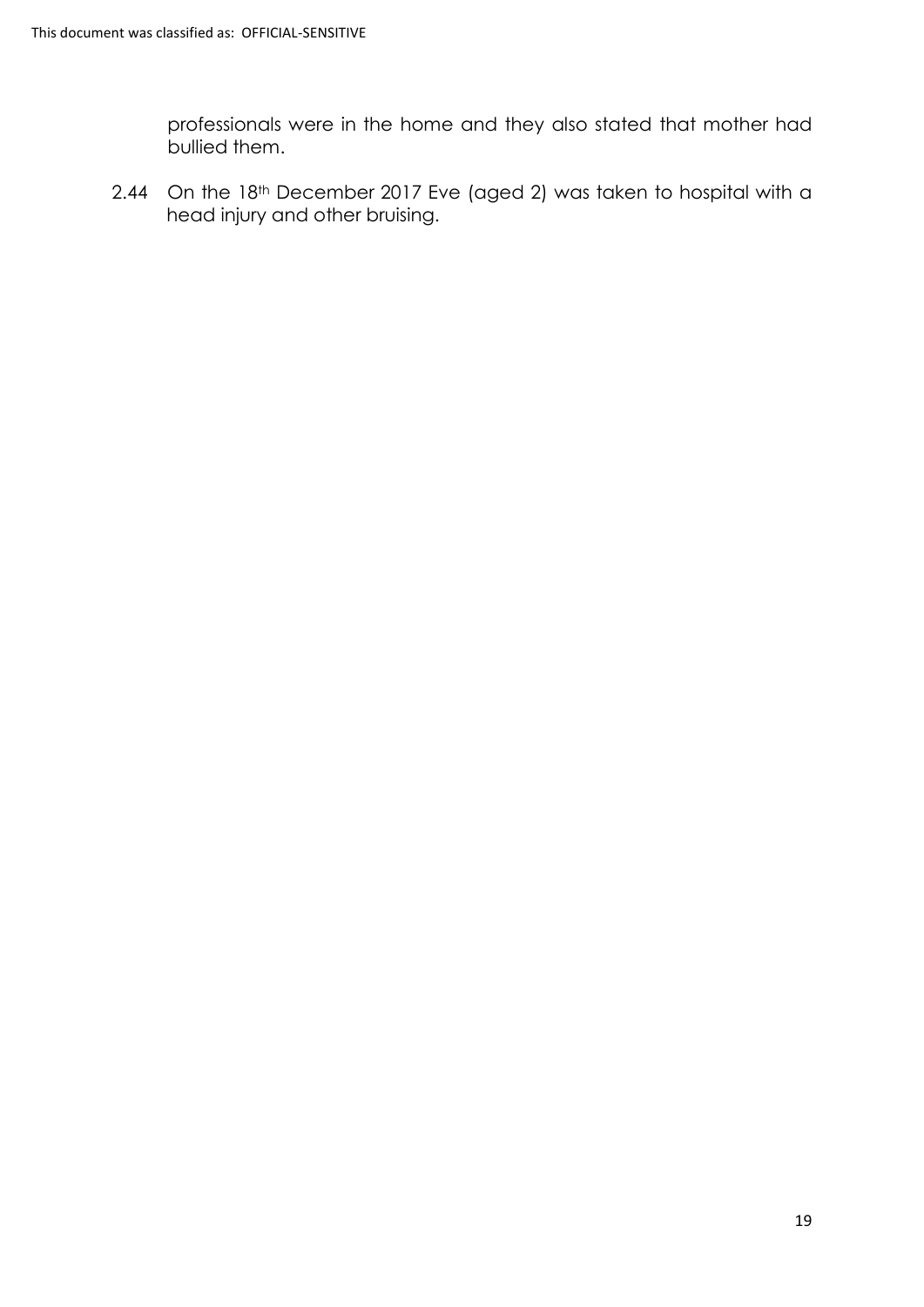professionals were in the home and they also stated that mother had bullied them.

2.44 On the 18th December 2017 Eve (aged 2) was taken to hospital with a head injury and other bruising.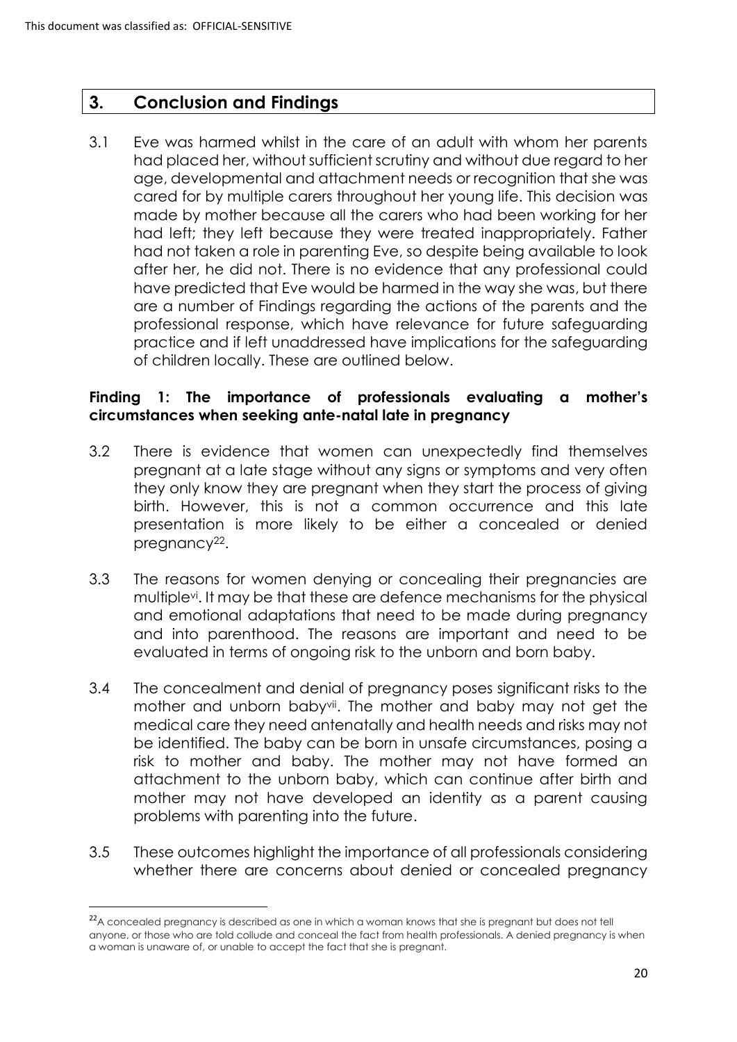## 3. Conclusion and Findings

3.1 Eve was harmed whilst in the care of an adult with whom her parents had placed her, without sufficient scrutiny and without due regard to her age, developmental and attachment needs or recognition that she was cared for by multiple carers throughout her young life. This decision was made by mother because all the carers who had been working for her had left; they left because they were treated inappropriately. Father had not taken a role in parenting Eve, so despite being available to look after her, he did not. There is no evidence that any professional could have predicted that Eve would be harmed in the way she was, but there are a number of Findings regarding the actions of the parents and the professional response, which have relevance for future safeguarding practice and if left unaddressed have implications for the safeguarding of children locally. These are outlined below.

**Finding 1: The importance of professionals evaluating a mother's circumstances when seeking ante-natal late in pregnancy**

3.2 There is evidence that women can unexpectedly find themselves pregnant at a late stage without any signs or symptoms and very often they only know they are pregnant when they start the process of giving birth. However, this is not a common occurrence and this late presentation is more likely to be either a concealed or denied pregnancy[22].

3.3 The reasons for women denying or concealing their pregnancies are multiple[vi]. It may be that these are defence mechanisms for the physical and emotional adaptations that need to be made during pregnancy and into parenthood. The reasons are important and need to be evaluated in terms of ongoing risk to the unborn and born baby.

3.4 The concealment and denial of pregnancy poses significant risks to the mother and unborn baby[vii]. The mother and baby may not get the medical care they need antenatally and health needs and risks may not be identified. The baby can be born in unsafe circumstances, posing a risk to mother and baby. The mother may not have formed an attachment to the unborn baby, which can continue after birth and mother may not have developed an identity as a parent causing problems with parenting into the future.

3.5 These outcomes highlight the importance of all professionals considering whether there are concerns about denied or concealed pregnancy

---

[22]A concealed pregnancy is described as one in which a woman knows that she is pregnant but does not tell anyone, or those who are told collude and conceal the fact from health professionals. A denied pregnancy is when a woman is unaware of, or unable to accept the fact that she is pregnant.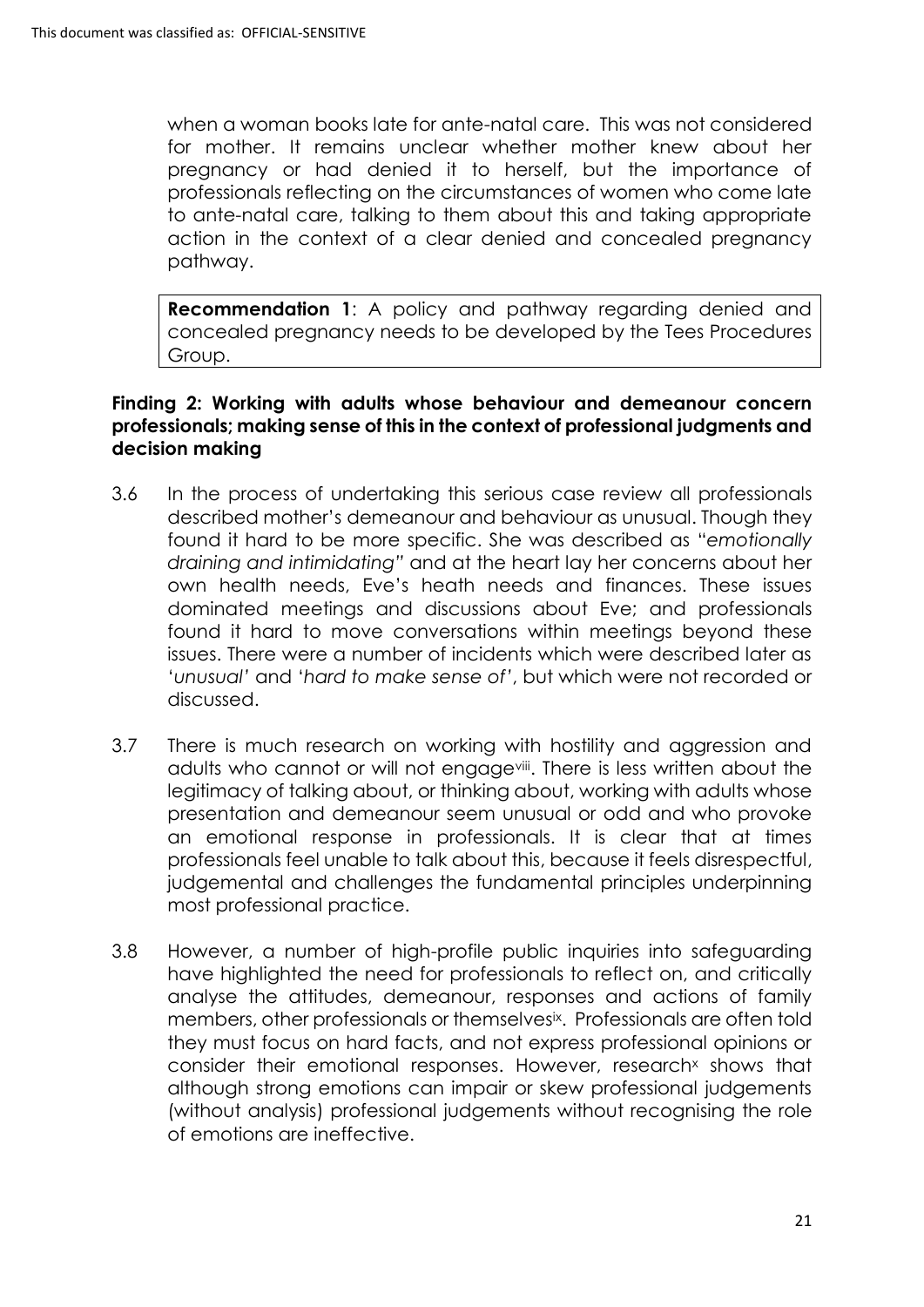when a woman books late for ante-natal care. This was not considered for mother. It remains unclear whether mother knew about her pregnancy or had denied it to herself, but the importance of professionals reflecting on the circumstances of women who come late to ante-natal care, talking to them about this and taking appropriate action in the context of a clear denied and concealed pregnancy pathway.

> **Recommendation 1**: A policy and pathway regarding denied and concealed pregnancy needs to be developed by the Tees Procedures Group.

### Finding 2: Working with adults whose behaviour and demeanour concern professionals; making sense of this in the context of professional judgments and decision making

3.6 In the process of undertaking this serious case review all professionals described mother's demeanour and behaviour as unusual. Though they found it hard to be more specific. She was described as "*emotionally draining and intimidating*" and at the heart lay her concerns about her own health needs, Eve's heath needs and finances. These issues dominated meetings and discussions about Eve; and professionals found it hard to move conversations within meetings beyond these issues. There were a number of incidents which were described later as '*unusual*' and '*hard to make sense of*', but which were not recorded or discussed.

3.7 There is much research on working with hostility and aggression and adults who cannot or will not engage[viii]. There is less written about the legitimacy of talking about, or thinking about, working with adults whose presentation and demeanour seem unusual or odd and who provoke an emotional response in professionals. It is clear that at times professionals feel unable to talk about this, because it feels disrespectful, judgemental and challenges the fundamental principles underpinning most professional practice.

3.8 However, a number of high-profile public inquiries into safeguarding have highlighted the need for professionals to reflect on, and critically analyse the attitudes, demeanour, responses and actions of family members, other professionals or themselves[ix]. Professionals are often told they must focus on hard facts, and not express professional opinions or consider their emotional responses. However, research[x] shows that although strong emotions can impair or skew professional judgements (without analysis) professional judgements without recognising the role of emotions are ineffective.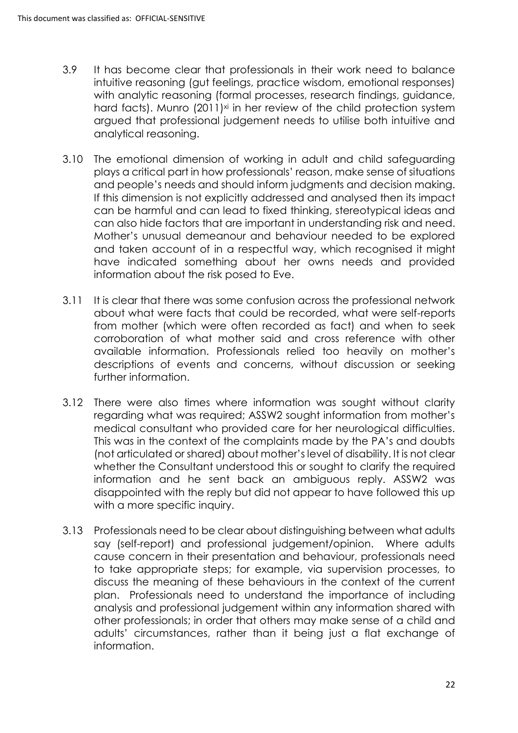3.9 It has become clear that professionals in their work need to balance intuitive reasoning (gut feelings, practice wisdom, emotional responses) with analytic reasoning (formal processes, research findings, guidance, hard facts). Munro (2011)[xi] in her review of the child protection system argued that professional judgement needs to utilise both intuitive and analytical reasoning.

3.10 The emotional dimension of working in adult and child safeguarding plays a critical part in how professionals' reason, make sense of situations and people's needs and should inform judgments and decision making. If this dimension is not explicitly addressed and analysed then its impact can be harmful and can lead to fixed thinking, stereotypical ideas and can also hide factors that are important in understanding risk and need. Mother's unusual demeanour and behaviour needed to be explored and taken account of in a respectful way, which recognised it might have indicated something about her owns needs and provided information about the risk posed to Eve.

3.11 It is clear that there was some confusion across the professional network about what were facts that could be recorded, what were self-reports from mother (which were often recorded as fact) and when to seek corroboration of what mother said and cross reference with other available information. Professionals relied too heavily on mother's descriptions of events and concerns, without discussion or seeking further information.

3.12 There were also times where information was sought without clarity regarding what was required; ASSW2 sought information from mother's medical consultant who provided care for her neurological difficulties. This was in the context of the complaints made by the PA's and doubts (not articulated or shared) about mother's level of disability. It is not clear whether the Consultant understood this or sought to clarify the required information and he sent back an ambiguous reply. ASSW2 was disappointed with the reply but did not appear to have followed this up with a more specific inquiry.

3.13 Professionals need to be clear about distinguishing between what adults say (self-report) and professional judgement/opinion. Where adults cause concern in their presentation and behaviour, professionals need to take appropriate steps; for example, via supervision processes, to discuss the meaning of these behaviours in the context of the current plan. Professionals need to understand the importance of including analysis and professional judgement within any information shared with other professionals; in order that others may make sense of a child and adults' circumstances, rather than it being just a flat exchange of information.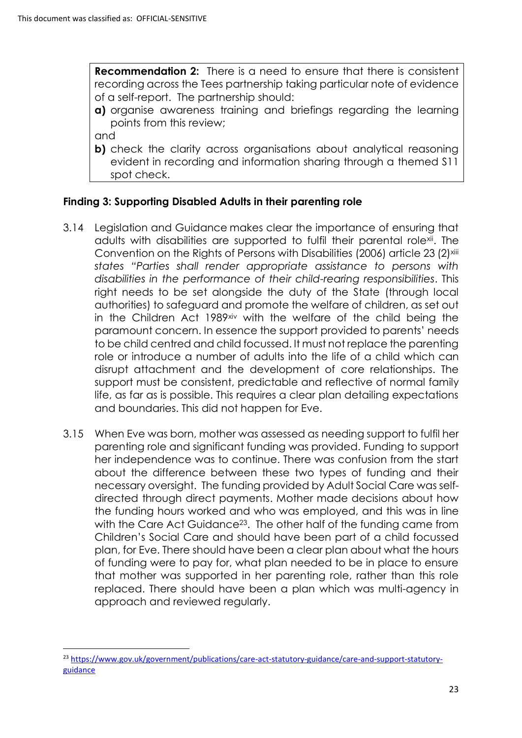> **Recommendation 2:** There is a need to ensure that there is consistent recording across the Tees partnership taking particular note of evidence of a self-report. The partnership should:
>
> **a)** organise awareness training and briefings regarding the learning points from this review;
>
> and
>
> **b)** check the clarity across organisations about analytical reasoning evident in recording and information sharing through a themed S11 spot check.

### Finding 3: Supporting Disabled Adults in their parenting role

3.14 Legislation and Guidance makes clear the importance of ensuring that adults with disabilities are supported to fulfil their parental role[xii]. The Convention on the Rights of Persons with Disabilities (2006) article 23 (2)[xiii] states *"Parties shall render appropriate assistance to persons with disabilities in the performance of their child-rearing responsibilities*. This right needs to be set alongside the duty of the State (through local authorities) to safeguard and promote the welfare of children, as set out in the Children Act 1989[xiv] with the welfare of the child being the paramount concern. In essence the support provided to parents' needs to be child centred and child focussed. It must not replace the parenting role or introduce a number of adults into the life of a child which can disrupt attachment and the development of core relationships. The support must be consistent, predictable and reflective of normal family life, as far as is possible. This requires a clear plan detailing expectations and boundaries. This did not happen for Eve.

3.15 When Eve was born, mother was assessed as needing support to fulfil her parenting role and significant funding was provided. Funding to support her independence was to continue. There was confusion from the start about the difference between these two types of funding and their necessary oversight. The funding provided by Adult Social Care was self-directed through direct payments. Mother made decisions about how the funding hours worked and who was employed, and this was in line with the Care Act Guidance[23]. The other half of the funding came from Children's Social Care and should have been part of a child focussed plan, for Eve. There should have been a clear plan about what the hours of funding were to pay for, what plan needed to be in place to ensure that mother was supported in her parenting role, rather than this role replaced. There should have been a plan which was multi-agency in approach and reviewed regularly.

---

[23] https://www.gov.uk/government/publications/care-act-statutory-guidance/care-and-support-statutory-guidance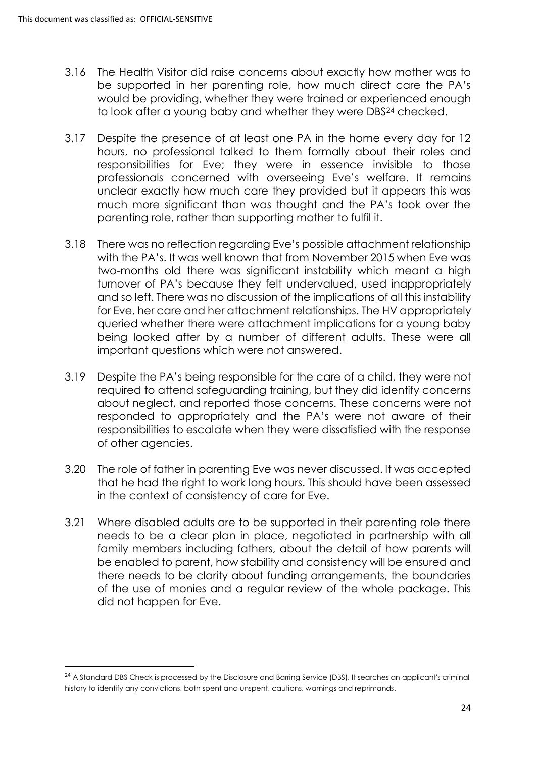3.16 The Health Visitor did raise concerns about exactly how mother was to be supported in her parenting role, how much direct care the PA's would be providing, whether they were trained or experienced enough to look after a young baby and whether they were DBS[24] checked.

3.17 Despite the presence of at least one PA in the home every day for 12 hours, no professional talked to them formally about their roles and responsibilities for Eve; they were in essence invisible to those professionals concerned with overseeing Eve's welfare. It remains unclear exactly how much care they provided but it appears this was much more significant than was thought and the PA's took over the parenting role, rather than supporting mother to fulfil it.

3.18 There was no reflection regarding Eve's possible attachment relationship with the PA's. It was well known that from November 2015 when Eve was two-months old there was significant instability which meant a high turnover of PA's because they felt undervalued, used inappropriately and so left. There was no discussion of the implications of all this instability for Eve, her care and her attachment relationships. The HV appropriately queried whether there were attachment implications for a young baby being looked after by a number of different adults. These were all important questions which were not answered.

3.19 Despite the PA's being responsible for the care of a child, they were not required to attend safeguarding training, but they did identify concerns about neglect, and reported those concerns. These concerns were not responded to appropriately and the PA's were not aware of their responsibilities to escalate when they were dissatisfied with the response of other agencies.

3.20 The role of father in parenting Eve was never discussed. It was accepted that he had the right to work long hours. This should have been assessed in the context of consistency of care for Eve.

3.21 Where disabled adults are to be supported in their parenting role there needs to be a clear plan in place, negotiated in partnership with all family members including fathers, about the detail of how parents will be enabled to parent, how stability and consistency will be ensured and there needs to be clarity about funding arrangements, the boundaries of the use of monies and a regular review of the whole package. This did not happen for Eve.

---

[24] A Standard DBS Check is processed by the Disclosure and Barring Service (DBS). It searches an applicant's criminal history to identify any convictions, both spent and unspent, cautions, warnings and reprimands.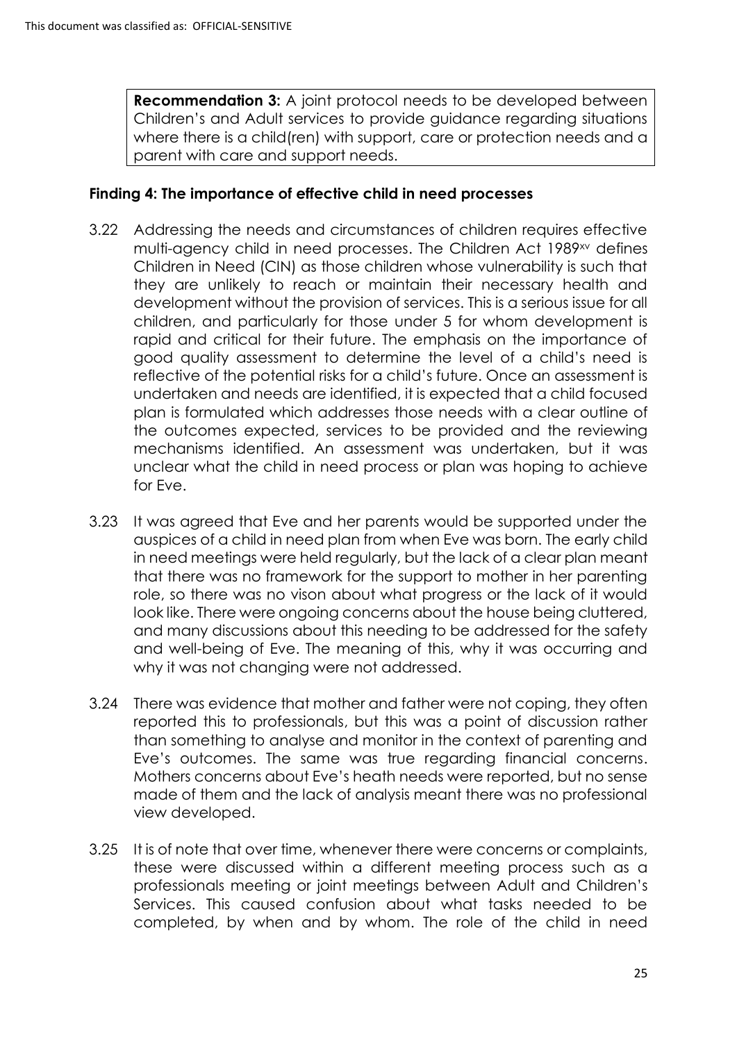**Recommendation 3:** A joint protocol needs to be developed between Children's and Adult services to provide guidance regarding situations where there is a child(ren) with support, care or protection needs and a parent with care and support needs.

### Finding 4: The importance of effective child in need processes

3.22 Addressing the needs and circumstances of children requires effective multi-agency child in need processes. The Children Act 1989[xv] defines Children in Need (CIN) as those children whose vulnerability is such that they are unlikely to reach or maintain their necessary health and development without the provision of services. This is a serious issue for all children, and particularly for those under 5 for whom development is rapid and critical for their future. The emphasis on the importance of good quality assessment to determine the level of a child's need is reflective of the potential risks for a child's future. Once an assessment is undertaken and needs are identified, it is expected that a child focused plan is formulated which addresses those needs with a clear outline of the outcomes expected, services to be provided and the reviewing mechanisms identified. An assessment was undertaken, but it was unclear what the child in need process or plan was hoping to achieve for Eve.

3.23 It was agreed that Eve and her parents would be supported under the auspices of a child in need plan from when Eve was born. The early child in need meetings were held regularly, but the lack of a clear plan meant that there was no framework for the support to mother in her parenting role, so there was no vison about what progress or the lack of it would look like. There were ongoing concerns about the house being cluttered, and many discussions about this needing to be addressed for the safety and well-being of Eve. The meaning of this, why it was occurring and why it was not changing were not addressed.

3.24 There was evidence that mother and father were not coping, they often reported this to professionals, but this was a point of discussion rather than something to analyse and monitor in the context of parenting and Eve's outcomes. The same was true regarding financial concerns. Mothers concerns about Eve's heath needs were reported, but no sense made of them and the lack of analysis meant there was no professional view developed.

3.25 It is of note that over time, whenever there were concerns or complaints, these were discussed within a different meeting process such as a professionals meeting or joint meetings between Adult and Children's Services. This caused confusion about what tasks needed to be completed, by when and by whom. The role of the child in need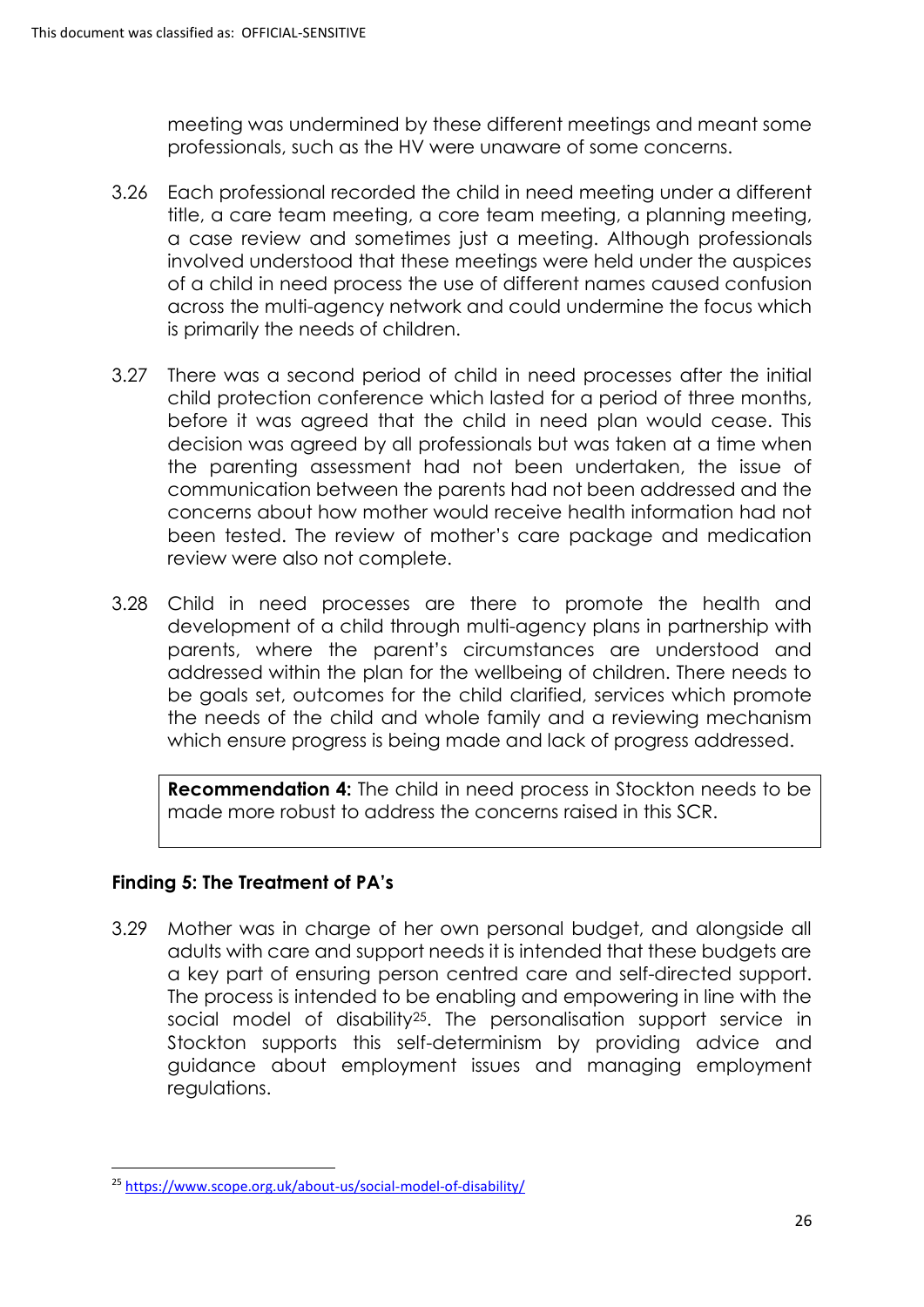meeting was undermined by these different meetings and meant some professionals, such as the HV were unaware of some concerns.

3.26 Each professional recorded the child in need meeting under a different title, a care team meeting, a core team meeting, a planning meeting, a case review and sometimes just a meeting. Although professionals involved understood that these meetings were held under the auspices of a child in need process the use of different names caused confusion across the multi-agency network and could undermine the focus which is primarily the needs of children.

3.27 There was a second period of child in need processes after the initial child protection conference which lasted for a period of three months, before it was agreed that the child in need plan would cease. This decision was agreed by all professionals but was taken at a time when the parenting assessment had not been undertaken, the issue of communication between the parents had not been addressed and the concerns about how mother would receive health information had not been tested. The review of mother's care package and medication review were also not complete.

3.28 Child in need processes are there to promote the health and development of a child through multi-agency plans in partnership with parents, where the parent's circumstances are understood and addressed within the plan for the wellbeing of children. There needs to be goals set, outcomes for the child clarified, services which promote the needs of the child and whole family and a reviewing mechanism which ensure progress is being made and lack of progress addressed.

> **Recommendation 4:** The child in need process in Stockton needs to be made more robust to address the concerns raised in this SCR.

### Finding 5: The Treatment of PA's

3.29 Mother was in charge of her own personal budget, and alongside all adults with care and support needs it is intended that these budgets are a key part of ensuring person centred care and self-directed support. The process is intended to be enabling and empowering in line with the social model of disability[25]. The personalisation support service in Stockton supports this self-determinism by providing advice and guidance about employment issues and managing employment regulations.

---

[25] https://www.scope.org.uk/about-us/social-model-of-disability/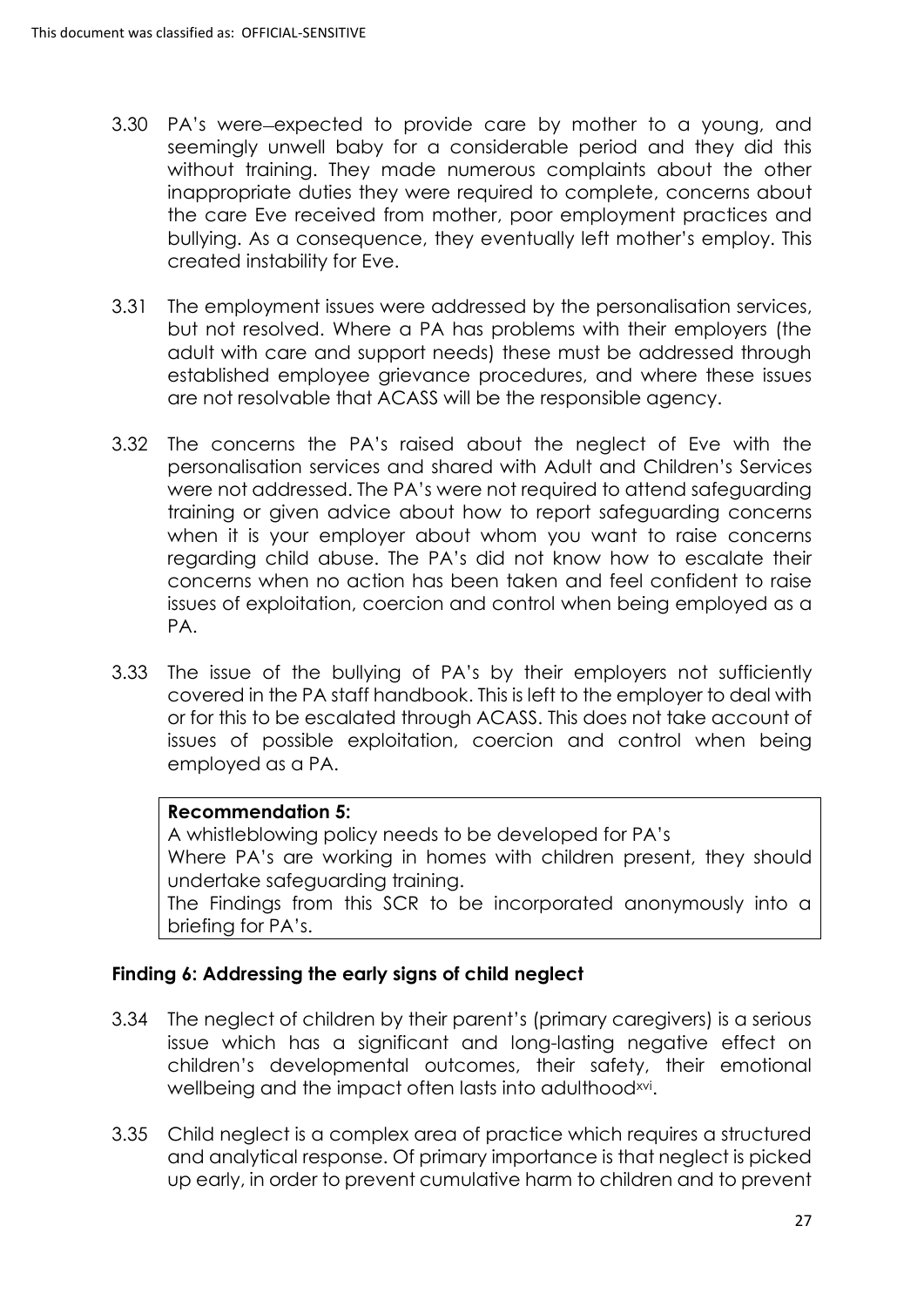3.30 PA's were–expected to provide care by mother to a young, and seemingly unwell baby for a considerable period and they did this without training. They made numerous complaints about the other inappropriate duties they were required to complete, concerns about the care Eve received from mother, poor employment practices and bullying. As a consequence, they eventually left mother's employ. This created instability for Eve.

3.31 The employment issues were addressed by the personalisation services, but not resolved. Where a PA has problems with their employers (the adult with care and support needs) these must be addressed through established employee grievance procedures, and where these issues are not resolvable that ACASS will be the responsible agency.

3.32 The concerns the PA's raised about the neglect of Eve with the personalisation services and shared with Adult and Children's Services were not addressed. The PA's were not required to attend safeguarding training or given advice about how to report safeguarding concerns when it is your employer about whom you want to raise concerns regarding child abuse. The PA's did not know how to escalate their concerns when no action has been taken and feel confident to raise issues of exploitation, coercion and control when being employed as a PA.

3.33 The issue of the bullying of PA's by their employers not sufficiently covered in the PA staff handbook. This is left to the employer to deal with or for this to be escalated through ACASS. This does not take account of issues of possible exploitation, coercion and control when being employed as a PA.

> **Recommendation 5:**
> A whistleblowing policy needs to be developed for PA's
> Where PA's are working in homes with children present, they should undertake safeguarding training.
> The Findings from this SCR to be incorporated anonymously into a briefing for PA's.

### Finding 6: Addressing the early signs of child neglect

3.34 The neglect of children by their parent's (primary caregivers) is a serious issue which has a significant and long-lasting negative effect on children's developmental outcomes, their safety, their emotional wellbeing and the impact often lasts into adulthood[xvi].

3.35 Child neglect is a complex area of practice which requires a structured and analytical response. Of primary importance is that neglect is picked up early, in order to prevent cumulative harm to children and to prevent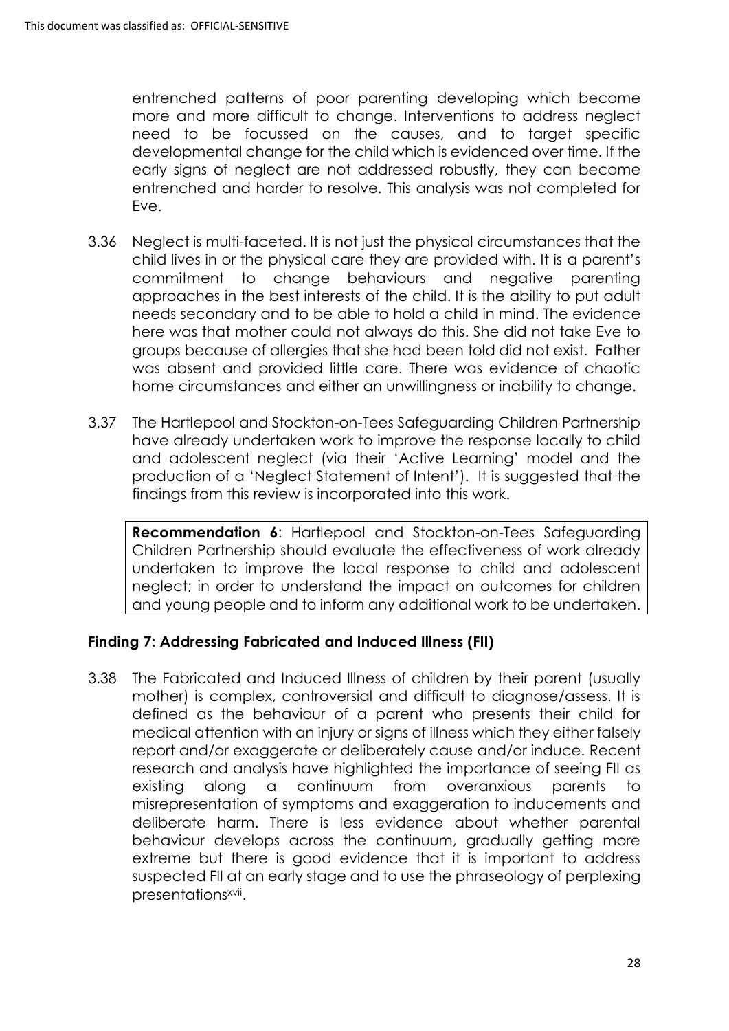entrenched patterns of poor parenting developing which become more and more difficult to change. Interventions to address neglect need to be focussed on the causes, and to target specific developmental change for the child which is evidenced over time. If the early signs of neglect are not addressed robustly, they can become entrenched and harder to resolve. This analysis was not completed for Eve.

3.36 Neglect is multi-faceted. It is not just the physical circumstances that the child lives in or the physical care they are provided with. It is a parent's commitment to change behaviours and negative parenting approaches in the best interests of the child. It is the ability to put adult needs secondary and to be able to hold a child in mind. The evidence here was that mother could not always do this. She did not take Eve to groups because of allergies that she had been told did not exist. Father was absent and provided little care. There was evidence of chaotic home circumstances and either an unwillingness or inability to change.

3.37 The Hartlepool and Stockton-on-Tees Safeguarding Children Partnership have already undertaken work to improve the response locally to child and adolescent neglect (via their 'Active Learning' model and the production of a 'Neglect Statement of Intent'). It is suggested that the findings from this review is incorporated into this work.

> **Recommendation 6**: Hartlepool and Stockton-on-Tees Safeguarding Children Partnership should evaluate the effectiveness of work already undertaken to improve the local response to child and adolescent neglect; in order to understand the impact on outcomes for children and young people and to inform any additional work to be undertaken.

### Finding 7: Addressing Fabricated and Induced Illness (FII)

3.38 The Fabricated and Induced Illness of children by their parent (usually mother) is complex, controversial and difficult to diagnose/assess. It is defined as the behaviour of a parent who presents their child for medical attention with an injury or signs of illness which they either falsely report and/or exaggerate or deliberately cause and/or induce. Recent research and analysis have highlighted the importance of seeing FII as existing along a continuum from overanxious parents to misrepresentation of symptoms and exaggeration to inducements and deliberate harm. There is less evidence about whether parental behaviour develops across the continuum, gradually getting more extreme but there is good evidence that it is important to address suspected FII at an early stage and to use the phraseology of perplexing presentations[xvii].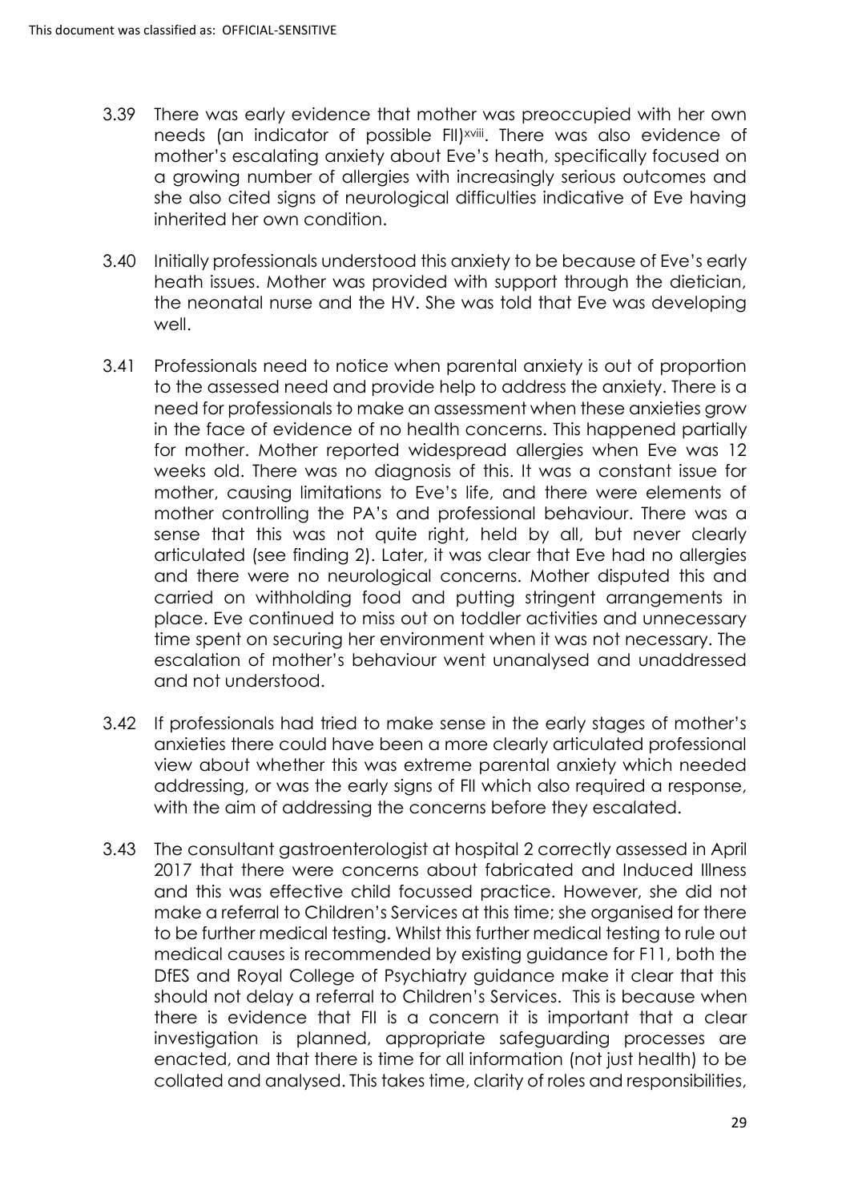3.39 There was early evidence that mother was preoccupied with her own needs (an indicator of possible FII)[xviii]. There was also evidence of mother's escalating anxiety about Eve's heath, specifically focused on a growing number of allergies with increasingly serious outcomes and she also cited signs of neurological difficulties indicative of Eve having inherited her own condition.

3.40 Initially professionals understood this anxiety to be because of Eve's early heath issues. Mother was provided with support through the dietician, the neonatal nurse and the HV. She was told that Eve was developing well.

3.41 Professionals need to notice when parental anxiety is out of proportion to the assessed need and provide help to address the anxiety. There is a need for professionals to make an assessment when these anxieties grow in the face of evidence of no health concerns. This happened partially for mother. Mother reported widespread allergies when Eve was 12 weeks old. There was no diagnosis of this. It was a constant issue for mother, causing limitations to Eve's life, and there were elements of mother controlling the PA's and professional behaviour. There was a sense that this was not quite right, held by all, but never clearly articulated (see finding 2). Later, it was clear that Eve had no allergies and there were no neurological concerns. Mother disputed this and carried on withholding food and putting stringent arrangements in place. Eve continued to miss out on toddler activities and unnecessary time spent on securing her environment when it was not necessary. The escalation of mother's behaviour went unanalysed and unaddressed and not understood.

3.42 If professionals had tried to make sense in the early stages of mother's anxieties there could have been a more clearly articulated professional view about whether this was extreme parental anxiety which needed addressing, or was the early signs of FII which also required a response, with the aim of addressing the concerns before they escalated.

3.43 The consultant gastroenterologist at hospital 2 correctly assessed in April 2017 that there were concerns about fabricated and Induced Illness and this was effective child focussed practice. However, she did not make a referral to Children's Services at this time; she organised for there to be further medical testing. Whilst this further medical testing to rule out medical causes is recommended by existing guidance for F11, both the DfES and Royal College of Psychiatry guidance make it clear that this should not delay a referral to Children's Services. This is because when there is evidence that FII is a concern it is important that a clear investigation is planned, appropriate safeguarding processes are enacted, and that there is time for all information (not just health) to be collated and analysed. This takes time, clarity of roles and responsibilities,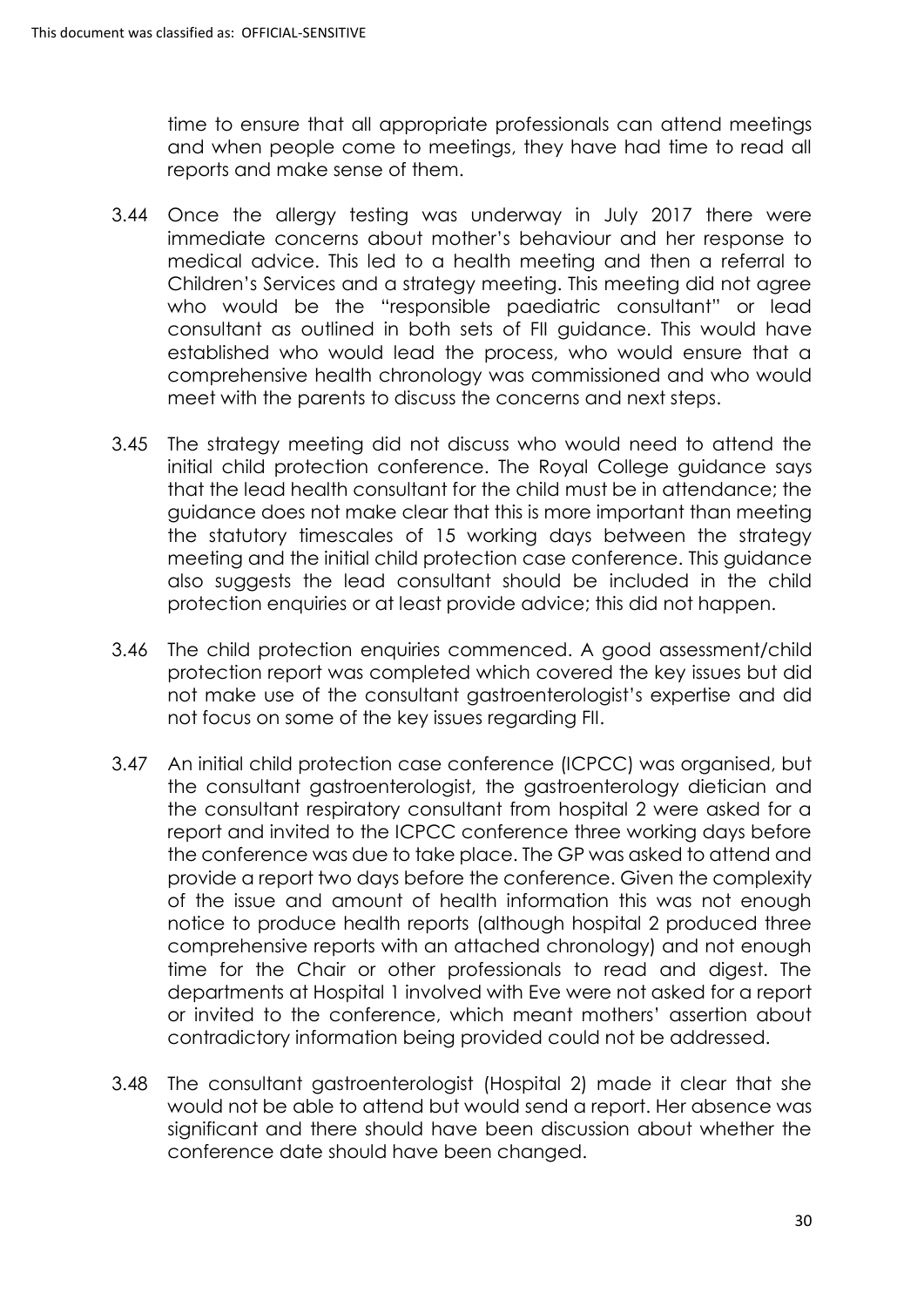time to ensure that all appropriate professionals can attend meetings and when people come to meetings, they have had time to read all reports and make sense of them.

3.44 Once the allergy testing was underway in July 2017 there were immediate concerns about mother's behaviour and her response to medical advice. This led to a health meeting and then a referral to Children's Services and a strategy meeting. This meeting did not agree who would be the "responsible paediatric consultant" or lead consultant as outlined in both sets of FII guidance. This would have established who would lead the process, who would ensure that a comprehensive health chronology was commissioned and who would meet with the parents to discuss the concerns and next steps.

3.45 The strategy meeting did not discuss who would need to attend the initial child protection conference. The Royal College guidance says that the lead health consultant for the child must be in attendance; the guidance does not make clear that this is more important than meeting the statutory timescales of 15 working days between the strategy meeting and the initial child protection case conference. This guidance also suggests the lead consultant should be included in the child protection enquiries or at least provide advice; this did not happen.

3.46 The child protection enquiries commenced. A good assessment/child protection report was completed which covered the key issues but did not make use of the consultant gastroenterologist's expertise and did not focus on some of the key issues regarding FII.

3.47 An initial child protection case conference (ICPCC) was organised, but the consultant gastroenterologist, the gastroenterology dietician and the consultant respiratory consultant from hospital 2 were asked for a report and invited to the ICPCC conference three working days before the conference was due to take place. The GP was asked to attend and provide a report two days before the conference. Given the complexity of the issue and amount of health information this was not enough notice to produce health reports (although hospital 2 produced three comprehensive reports with an attached chronology) and not enough time for the Chair or other professionals to read and digest. The departments at Hospital 1 involved with Eve were not asked for a report or invited to the conference, which meant mothers' assertion about contradictory information being provided could not be addressed.

3.48 The consultant gastroenterologist (Hospital 2) made it clear that she would not be able to attend but would send a report. Her absence was significant and there should have been discussion about whether the conference date should have been changed.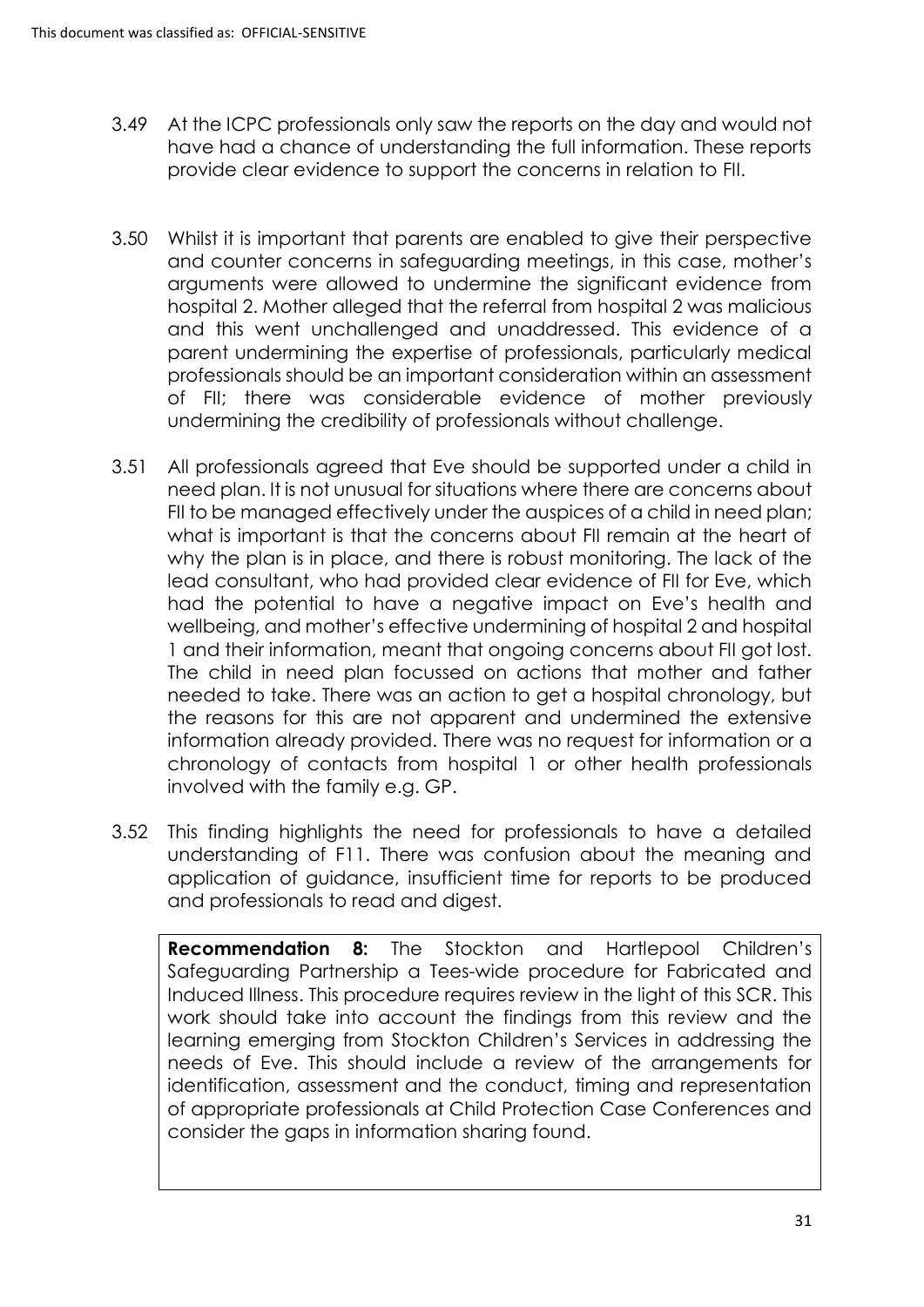3.49 At the ICPC professionals only saw the reports on the day and would not have had a chance of understanding the full information. These reports provide clear evidence to support the concerns in relation to FII.

3.50 Whilst it is important that parents are enabled to give their perspective and counter concerns in safeguarding meetings, in this case, mother's arguments were allowed to undermine the significant evidence from hospital 2. Mother alleged that the referral from hospital 2 was malicious and this went unchallenged and unaddressed. This evidence of a parent undermining the expertise of professionals, particularly medical professionals should be an important consideration within an assessment of FII; there was considerable evidence of mother previously undermining the credibility of professionals without challenge.

3.51 All professionals agreed that Eve should be supported under a child in need plan. It is not unusual for situations where there are concerns about FII to be managed effectively under the auspices of a child in need plan; what is important is that the concerns about FII remain at the heart of why the plan is in place, and there is robust monitoring. The lack of the lead consultant, who had provided clear evidence of FII for Eve, which had the potential to have a negative impact on Eve's health and wellbeing, and mother's effective undermining of hospital 2 and hospital 1 and their information, meant that ongoing concerns about FII got lost. The child in need plan focussed on actions that mother and father needed to take. There was an action to get a hospital chronology, but the reasons for this are not apparent and undermined the extensive information already provided. There was no request for information or a chronology of contacts from hospital 1 or other health professionals involved with the family e.g. GP.

3.52 This finding highlights the need for professionals to have a detailed understanding of F11. There was confusion about the meaning and application of guidance, insufficient time for reports to be produced and professionals to read and digest.

> **Recommendation 8:** The Stockton and Hartlepool Children's Safeguarding Partnership a Tees-wide procedure for Fabricated and Induced Illness. This procedure requires review in the light of this SCR. This work should take into account the findings from this review and the learning emerging from Stockton Children's Services in addressing the needs of Eve. This should include a review of the arrangements for identification, assessment and the conduct, timing and representation of appropriate professionals at Child Protection Case Conferences and consider the gaps in information sharing found.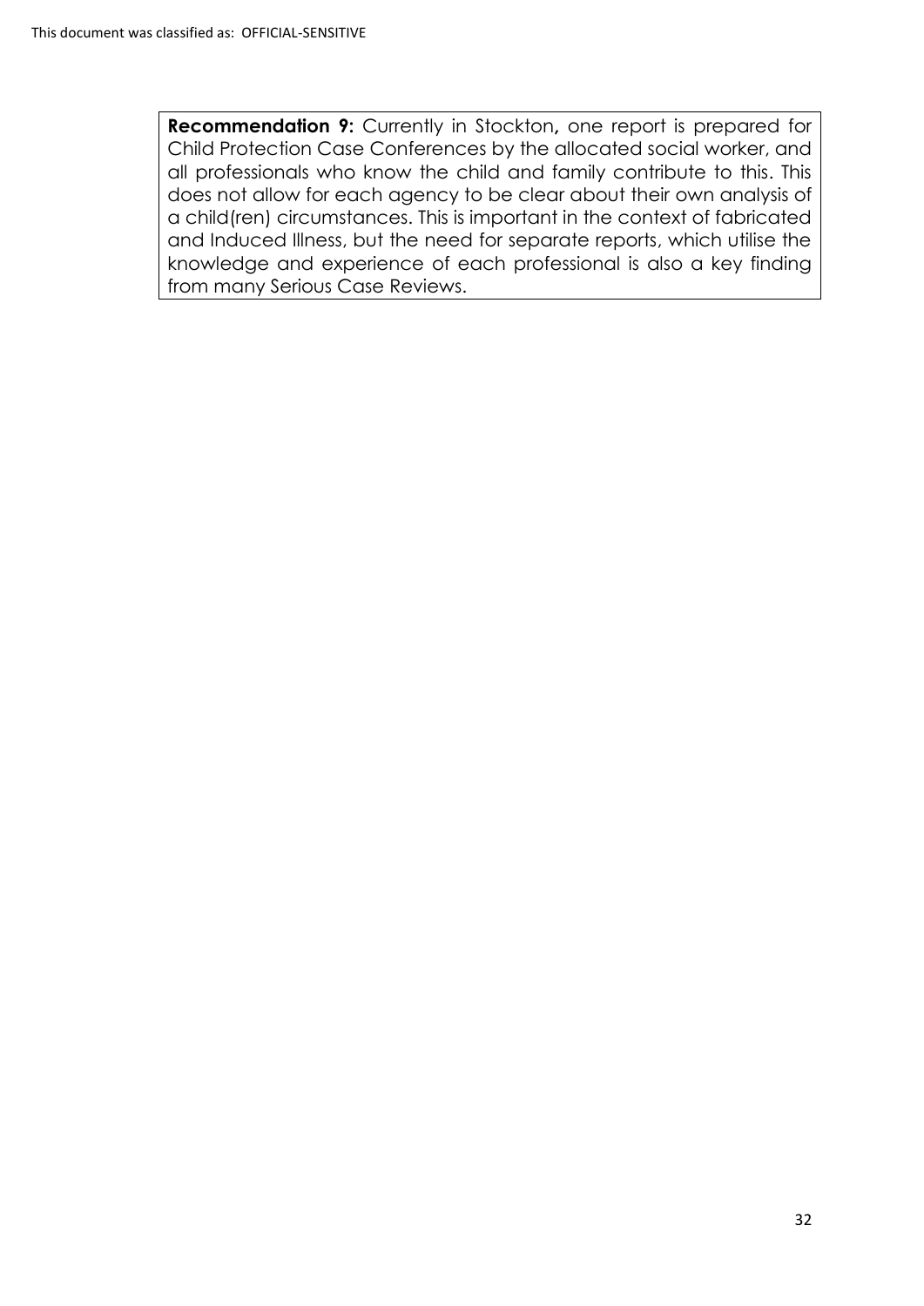**Recommendation 9:** Currently in Stockton**,** one report is prepared for Child Protection Case Conferences by the allocated social worker, and all professionals who know the child and family contribute to this. This does not allow for each agency to be clear about their own analysis of a child(ren) circumstances. This is important in the context of fabricated and Induced Illness, but the need for separate reports, which utilise the knowledge and experience of each professional is also a key finding from many Serious Case Reviews.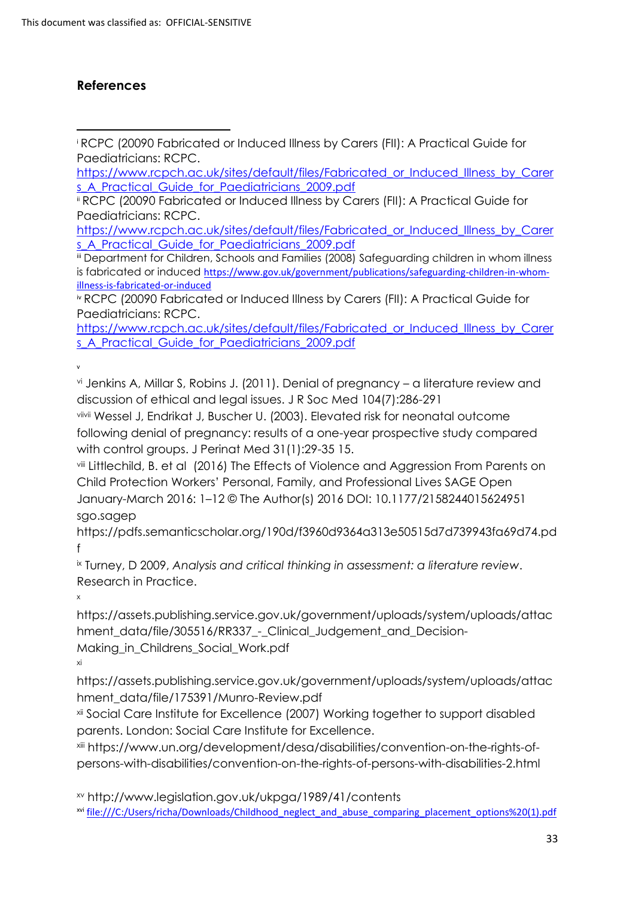## References

[i] RCPC (20090 Fabricated or Induced Illness by Carers (FII): A Practical Guide for Paediatricians: RCPC.
https://www.rcpch.ac.uk/sites/default/files/Fabricated_or_Induced_Illness_by_Carers_A_Practical_Guide_for_Paediatricians_2009.pdf

[ii] RCPC (20090 Fabricated or Induced Illness by Carers (FII): A Practical Guide for Paediatricians: RCPC.
https://www.rcpch.ac.uk/sites/default/files/Fabricated_or_Induced_Illness_by_Carers_A_Practical_Guide_for_Paediatricians_2009.pdf

[iii] Department for Children, Schools and Families (2008) Safeguarding children in whom illness is fabricated or induced https://www.gov.uk/government/publications/safeguarding-children-in-whom-illness-is-fabricated-or-induced

[iv] RCPC (20090 Fabricated or Induced Illness by Carers (FII): A Practical Guide for Paediatricians: RCPC.
https://www.rcpch.ac.uk/sites/default/files/Fabricated_or_Induced_Illness_by_Carers_A_Practical_Guide_for_Paediatricians_2009.pdf

[v]

[vi] Jenkins A, Millar S, Robins J. (2011). Denial of pregnancy – a literature review and discussion of ethical and legal issues. J R Soc Med 104(7):286-291

[viivii] Wessel J, Endrikat J, Buscher U. (2003). Elevated risk for neonatal outcome following denial of pregnancy: results of a one-year prospective study compared with control groups. J Perinat Med 31(1):29-35 15.

[viii] Littlechild, B. et al (2016) The Effects of Violence and Aggression From Parents on Child Protection Workers' Personal, Family, and Professional Lives SAGE Open January-March 2016: 1–12 © The Author(s) 2016 DOI: 10.1177/2158244015624951 sgo.sagep
https://pdfs.semanticscholar.org/190d/f3960d9364a313e50515d7d739943fa69d74.pdf

[ix] Turney, D 2009, *Analysis and critical thinking in assessment: a literature review*. Research in Practice.

[x]
https://assets.publishing.service.gov.uk/government/uploads/system/uploads/attachment_data/file/305516/RR337_-_Clinical_Judgement_and_Decision-Making_in_Childrens_Social_Work.pdf

[xi]
https://assets.publishing.service.gov.uk/government/uploads/system/uploads/attachment_data/file/175391/Munro-Review.pdf

[xii] Social Care Institute for Excellence (2007) Working together to support disabled parents. London: Social Care Institute for Excellence.

[xiii] https://www.un.org/development/desa/disabilities/convention-on-the-rights-of-persons-with-disabilities/convention-on-the-rights-of-persons-with-disabilities-2.html

[xv] http://www.legislation.gov.uk/ukpga/1989/41/contents

[xvi] file:///C:/Users/richa/Downloads/Childhood_neglect_and_abuse_comparing_placement_options%20(1).pdf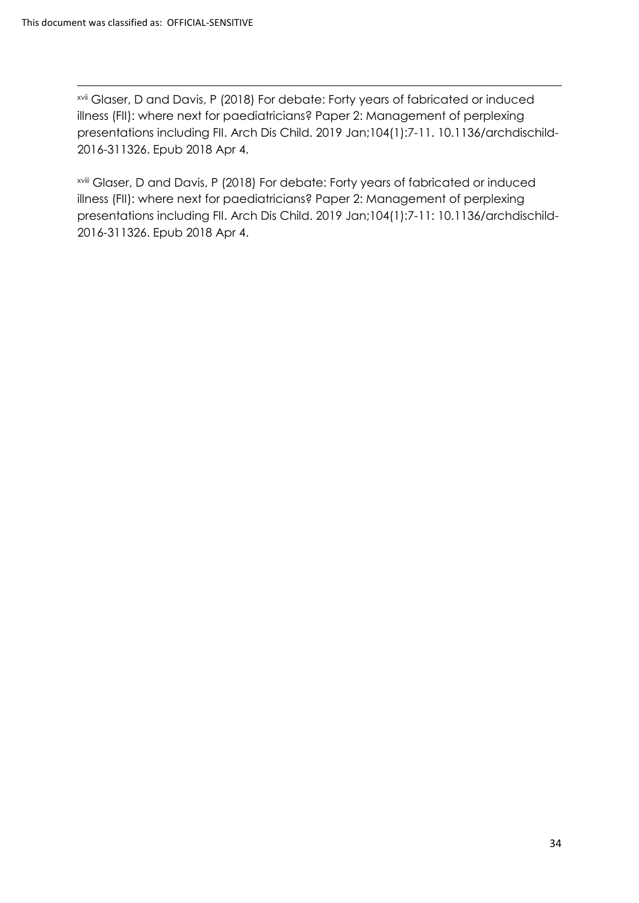[xvii] Glaser, D and Davis, P (2018) For debate: Forty years of fabricated or induced illness (FII): where next for paediatricians? Paper 2: Management of perplexing presentations including FII. Arch Dis Child. 2019 Jan;104(1):7-11. 10.1136/archdischild-2016-311326. Epub 2018 Apr 4.

[xviii] Glaser, D and Davis, P (2018) For debate: Forty years of fabricated or induced illness (FII): where next for paediatricians? Paper 2: Management of perplexing presentations including FII. Arch Dis Child. 2019 Jan;104(1):7-11: 10.1136/archdischild-2016-311326. Epub 2018 Apr 4.